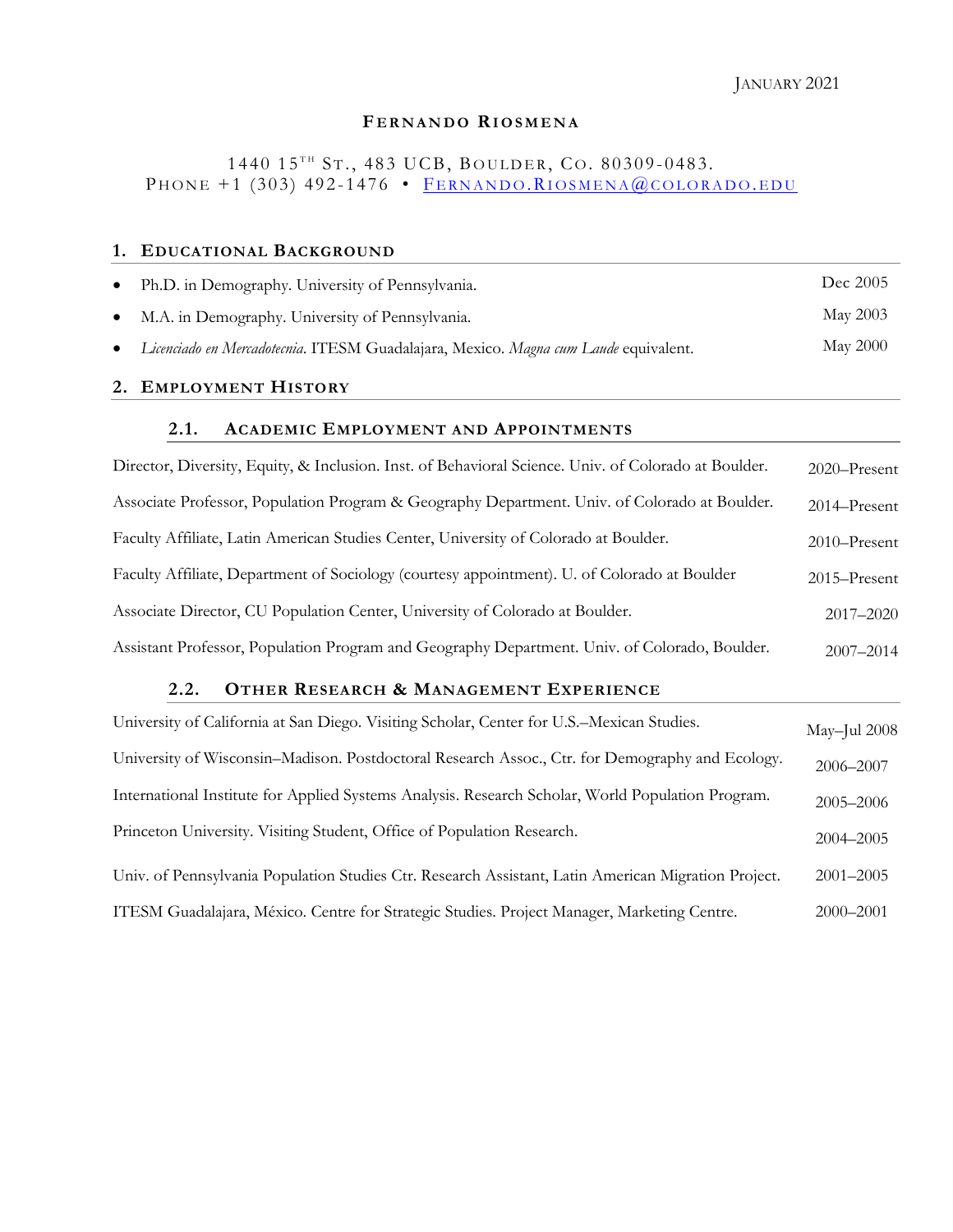January 2021

# Fernando Riosmena

1440 15th St., 483 UCB, Boulder, Co. 80309-0483.
Phone +1 (303) 492-1476 • [Fernando.Riosmena@colorado.edu](mailto:Fernando.Riosmena@colorado.edu)

## 1. Educational Background

- Ph.D. in Demography. University of Pennsylvania. — Dec 2005
- M.A. in Demography. University of Pennsylvania. — May 2003
- *Licenciado en Mercadotecnia*. ITESM Guadalajara, Mexico. *Magna cum Laude* equivalent. — May 2000

## 2. Employment History

### 2.1. Academic Employment and Appointments

| | |
|---|---|
| Director, Diversity, Equity, & Inclusion. Inst. of Behavioral Science. Univ. of Colorado at Boulder. | 2020–Present |
| Associate Professor, Population Program & Geography Department. Univ. of Colorado at Boulder. | 2014–Present |
| Faculty Affiliate, Latin American Studies Center, University of Colorado at Boulder. | 2010–Present |
| Faculty Affiliate, Department of Sociology (courtesy appointment). U. of Colorado at Boulder | 2015–Present |
| Associate Director, CU Population Center, University of Colorado at Boulder. | 2017–2020 |
| Assistant Professor, Population Program and Geography Department. Univ. of Colorado, Boulder. | 2007–2014 |

### 2.2. Other Research & Management Experience

| | |
|---|---|
| University of California at San Diego. Visiting Scholar, Center for U.S.–Mexican Studies. | May–Jul 2008 |
| University of Wisconsin–Madison. Postdoctoral Research Assoc., Ctr. for Demography and Ecology. | 2006–2007 |
| International Institute for Applied Systems Analysis. Research Scholar, World Population Program. | 2005–2006 |
| Princeton University. Visiting Student, Office of Population Research. | 2004–2005 |
| Univ. of Pennsylvania Population Studies Ctr. Research Assistant, Latin American Migration Project. | 2001–2005 |
| ITESM Guadalajara, México. Centre for Strategic Studies. Project Manager, Marketing Centre. | 2000–2001 |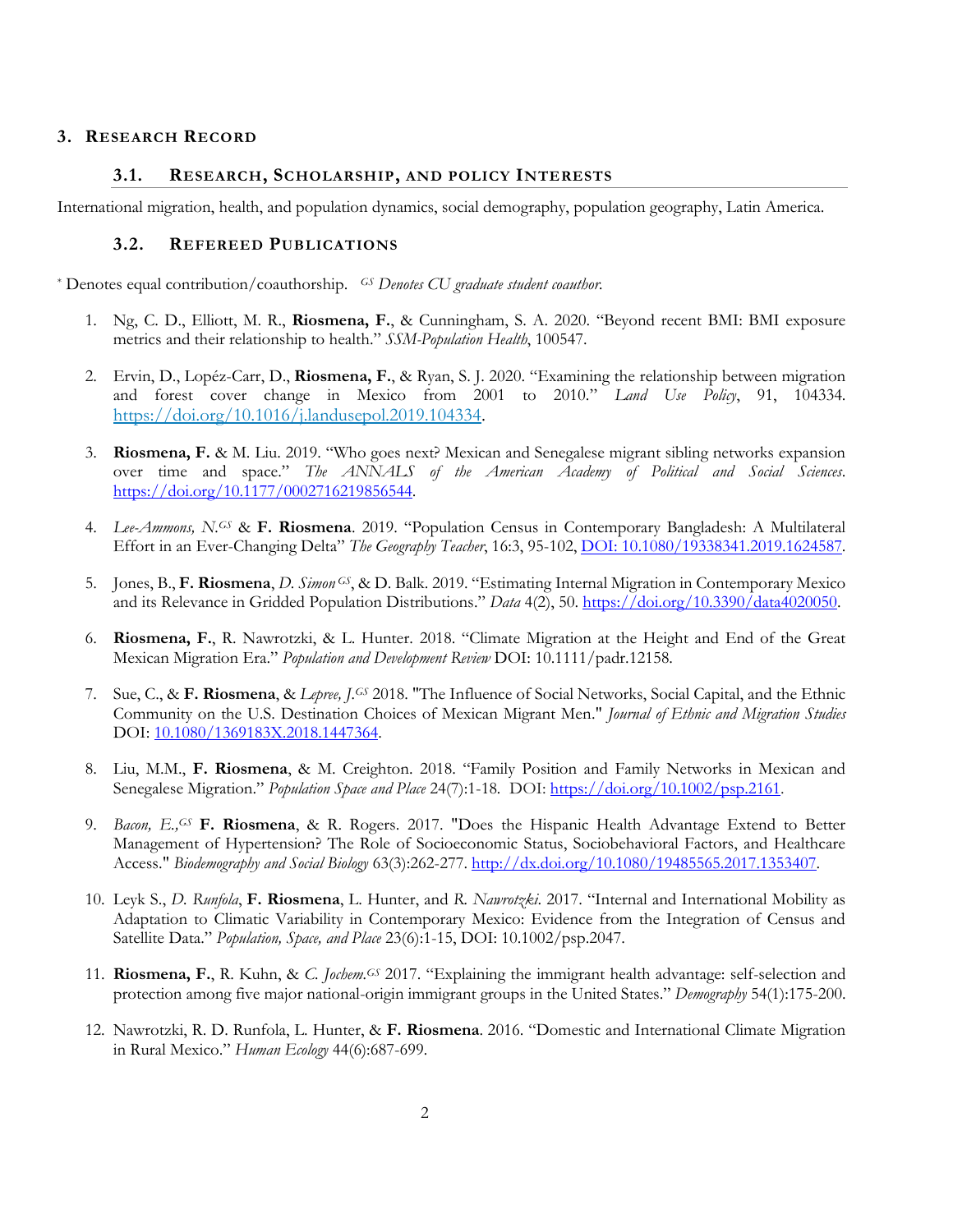## 3. RESEARCH RECORD

### 3.1. RESEARCH, SCHOLARSHIP, AND POLICY INTERESTS

International migration, health, and population dynamics, social demography, population geography, Latin America.

### 3.2. REFEREED PUBLICATIONS

\* Denotes equal contribution/coauthorship. *GS Denotes CU graduate student coauthor.*

1. Ng, C. D., Elliott, M. R., **Riosmena, F.**, & Cunningham, S. A. 2020. "Beyond recent BMI: BMI exposure metrics and their relationship to health." *SSM-Population Health*, 100547.

2. Ervin, D., Lopéz-Carr, D., **Riosmena, F.**, & Ryan, S. J. 2020. "Examining the relationship between migration and forest cover change in Mexico from 2001 to 2010." *Land Use Policy*, 91, 104334. https://doi.org/10.1016/j.landusepol.2019.104334.

3. **Riosmena, F.** & M. Liu. 2019. "Who goes next? Mexican and Senegalese migrant sibling networks expansion over time and space." *The ANNALS of the American Academy of Political and Social Sciences*. https://doi.org/10.1177/0002716219856544.

4. *Lee-Ammons, N.*[GS] & **F. Riosmena**. 2019. "Population Census in Contemporary Bangladesh: A Multilateral Effort in an Ever-Changing Delta" *The Geography Teacher*, 16:3, 95-102, DOI: 10.1080/19338341.2019.1624587.

5. Jones, B., **F. Riosmena**, *D. Simon*[GS], & D. Balk. 2019. "Estimating Internal Migration in Contemporary Mexico and its Relevance in Gridded Population Distributions." *Data* 4(2), 50. https://doi.org/10.3390/data4020050.

6. **Riosmena, F.**, R. Nawrotzki, & L. Hunter. 2018. "Climate Migration at the Height and End of the Great Mexican Migration Era." *Population and Development Review* DOI: 10.1111/padr.12158.

7. Sue, C., & **F. Riosmena**, & *Lepree, J.*[GS] 2018. "The Influence of Social Networks, Social Capital, and the Ethnic Community on the U.S. Destination Choices of Mexican Migrant Men." *Journal of Ethnic and Migration Studies* DOI: 10.1080/1369183X.2018.1447364.

8. Liu, M.M., **F. Riosmena**, & M. Creighton. 2018. "Family Position and Family Networks in Mexican and Senegalese Migration." *Population Space and Place* 24(7):1-18. DOI: https://doi.org/10.1002/psp.2161.

9. *Bacon, E.,*[GS] **F. Riosmena**, & R. Rogers. 2017. "Does the Hispanic Health Advantage Extend to Better Management of Hypertension? The Role of Socioeconomic Status, Sociobehavioral Factors, and Healthcare Access." *Biodemography and Social Biology* 63(3):262-277. http://dx.doi.org/10.1080/19485565.2017.1353407.

10. Leyk S., *D. Runfola*, **F. Riosmena**, L. Hunter, and *R. Nawrotzki*. 2017. "Internal and International Mobility as Adaptation to Climatic Variability in Contemporary Mexico: Evidence from the Integration of Census and Satellite Data." *Population, Space, and Place* 23(6):1-15, DOI: 10.1002/psp.2047.

11. **Riosmena, F.**, R. Kuhn, & *C. Jochem.*[GS] 2017. "Explaining the immigrant health advantage: self-selection and protection among five major national-origin immigrant groups in the United States." *Demography* 54(1):175-200.

12. Nawrotzki, R. D. Runfola, L. Hunter, & **F. Riosmena**. 2016. "Domestic and International Climate Migration in Rural Mexico." *Human Ecology* 44(6):687-699.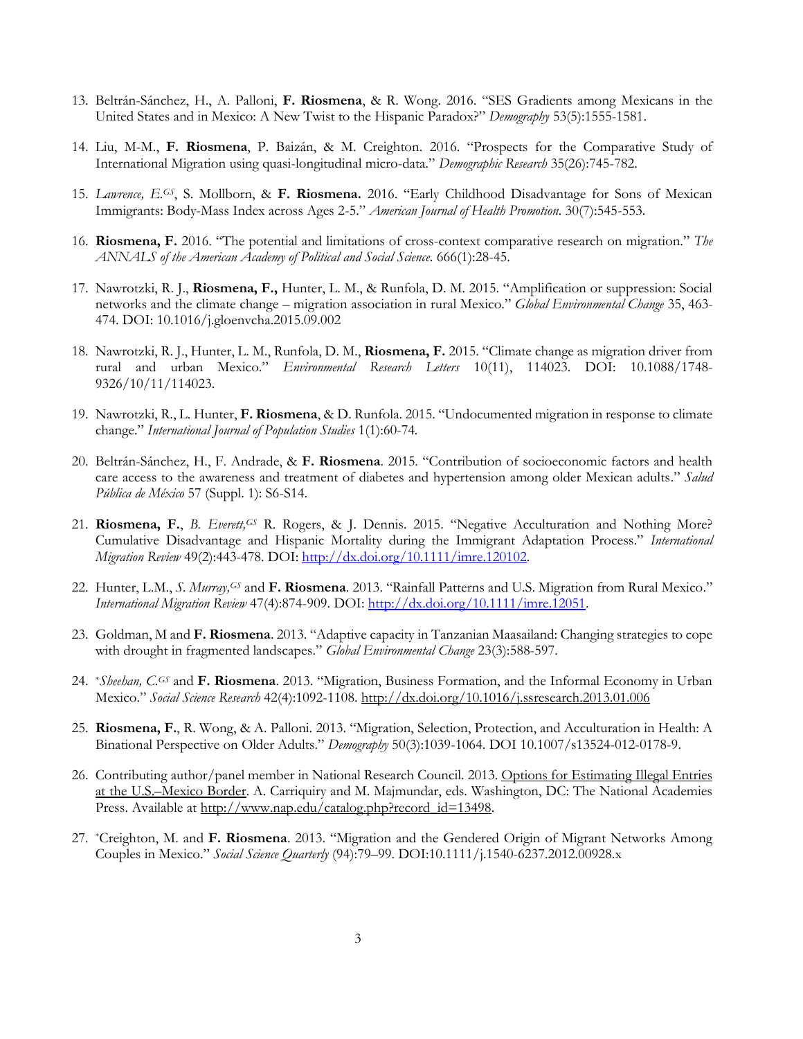13. Beltrán-Sánchez, H., A. Palloni, **F. Riosmena**, & R. Wong. 2016. "SES Gradients among Mexicans in the United States and in Mexico: A New Twist to the Hispanic Paradox?" *Demography* 53(5):1555-1581.

14. Liu, M-M., **F. Riosmena**, P. Baizán, & M. Creighton. 2016. "Prospects for the Comparative Study of International Migration using quasi-longitudinal micro-data." *Demographic Research* 35(26):745-782.

15. *Lawrence, E.*[GS], S. Mollborn, & **F. Riosmena.** 2016. "Early Childhood Disadvantage for Sons of Mexican Immigrants: Body-Mass Index across Ages 2-5." *American Journal of Health Promotion*. 30(7):545-553.

16. **Riosmena, F.** 2016. "The potential and limitations of cross-context comparative research on migration." *The ANNALS of the American Academy of Political and Social Science.* 666(1):28-45.

17. Nawrotzki, R. J., **Riosmena, F.,** Hunter, L. M., & Runfola, D. M. 2015. "Amplification or suppression: Social networks and the climate change – migration association in rural Mexico." *Global Environmental Change* 35, 463-474. DOI: 10.1016/j.gloenvcha.2015.09.002

18. Nawrotzki, R. J., Hunter, L. M., Runfola, D. M., **Riosmena, F.** 2015. "Climate change as migration driver from rural and urban Mexico." *Environmental Research Letters* 10(11), 114023. DOI: 10.1088/1748-9326/10/11/114023.

19. Nawrotzki, R., L. Hunter, **F. Riosmena**, & D. Runfola. 2015. "Undocumented migration in response to climate change." *International Journal of Population Studies* 1(1):60-74.

20. Beltrán-Sánchez, H., F. Andrade, & **F. Riosmena**. 2015. "Contribution of socioeconomic factors and health care access to the awareness and treatment of diabetes and hypertension among older Mexican adults." *Salud Pública de México* 57 (Suppl. 1): S6-S14.

21. **Riosmena, F.**, *B. Everett,*[GS] R. Rogers, & J. Dennis. 2015. "Negative Acculturation and Nothing More? Cumulative Disadvantage and Hispanic Mortality during the Immigrant Adaptation Process." *International Migration Review* 49(2):443-478. DOI: http://dx.doi.org/10.1111/imre.120102.

22. Hunter, L.M., *S. Murray,*[GS] and **F. Riosmena**. 2013. "Rainfall Patterns and U.S. Migration from Rural Mexico." *International Migration Review* 47(4):874-909. DOI: http://dx.doi.org/10.1111/imre.12051.

23. Goldman, M and **F. Riosmena**. 2013. "Adaptive capacity in Tanzanian Maasailand: Changing strategies to cope with drought in fragmented landscapes." *Global Environmental Change* 23(3):588-597.

24. [+]*Sheehan, C.*[GS] and **F. Riosmena**. 2013. "Migration, Business Formation, and the Informal Economy in Urban Mexico." *Social Science Research* 42(4):1092-1108. http://dx.doi.org/10.1016/j.ssresearch.2013.01.006

25. **Riosmena, F.**, R. Wong, & A. Palloni. 2013. "Migration, Selection, Protection, and Acculturation in Health: A Binational Perspective on Older Adults." *Demography* 50(3):1039-1064. DOI 10.1007/s13524-012-0178-9.

26. Contributing author/panel member in National Research Council. 2013. Options for Estimating Illegal Entries at the U.S.–Mexico Border. A. Carriquiry and M. Majmundar, eds. Washington, DC: The National Academies Press. Available at http://www.nap.edu/catalog.php?record_id=13498.

27. [+]Creighton, M. and **F. Riosmena**. 2013. "Migration and the Gendered Origin of Migrant Networks Among Couples in Mexico." *Social Science Quarterly* (94):79–99. DOI:10.1111/j.1540-6237.2012.00928.x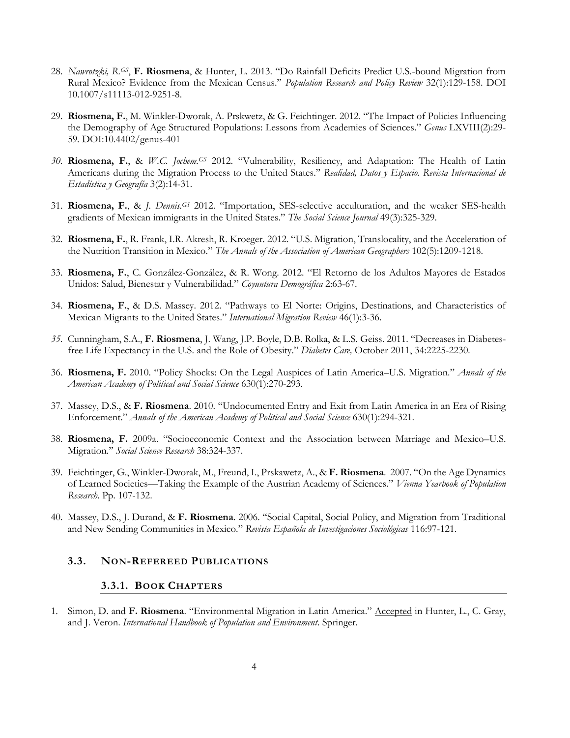28. *Nawrotzki, R.*[GS], **F. Riosmena**, & Hunter, L. 2013. "Do Rainfall Deficits Predict U.S.-bound Migration from Rural Mexico? Evidence from the Mexican Census." *Population Research and Policy Review* 32(1):129-158. DOI 10.1007/s11113-012-9251-8.

29. **Riosmena, F.**, M. Winkler-Dworak, A. Prskwetz, & G. Feichtinger. 2012. "The Impact of Policies Influencing the Demography of Age Structured Populations: Lessons from Academies of Sciences." *Genus* LXVIII(2):29-59. DOI:10.4402/genus-401

30. **Riosmena, F.**, & *W.C. Jochem.*[GS] 2012. "Vulnerability, Resiliency, and Adaptation: The Health of Latin Americans during the Migration Process to the United States." *Realidad, Datos y Espacio. Revista Internacional de Estadística y Geografía* 3(2):14-31.

31. **Riosmena, F.**, & *J. Dennis.*[GS] 2012. "Importation, SES-selective acculturation, and the weaker SES-health gradients of Mexican immigrants in the United States." *The Social Science Journal* 49(3):325-329.

32. **Riosmena, F.**, R. Frank, I.R. Akresh, R. Kroeger. 2012. "U.S. Migration, Translocality, and the Acceleration of the Nutrition Transition in Mexico." *The Annals of the Association of American Geographers* 102(5):1209-1218.

33. **Riosmena, F.**, C. González-González, & R. Wong. 2012. "El Retorno de los Adultos Mayores de Estados Unidos: Salud, Bienestar y Vulnerabilidad." *Coyuntura Demográfica* 2:63-67.

34. **Riosmena, F.**, & D.S. Massey. 2012. "Pathways to El Norte: Origins, Destinations, and Characteristics of Mexican Migrants to the United States." *International Migration Review* 46(1):3-36.

35. Cunningham, S.A., **F. Riosmena**, J. Wang, J.P. Boyle, D.B. Rolka, & L.S. Geiss. 2011. "Decreases in Diabetes-free Life Expectancy in the U.S. and the Role of Obesity." *Diabetes Care,* October 2011, 34:2225-2230.

36. **Riosmena, F.** 2010. "Policy Shocks: On the Legal Auspices of Latin America–U.S. Migration." *Annals of the American Academy of Political and Social Science* 630(1):270-293.

37. Massey, D.S., & **F. Riosmena**. 2010. "Undocumented Entry and Exit from Latin America in an Era of Rising Enforcement." *Annals of the American Academy of Political and Social Science* 630(1):294-321.

38. **Riosmena, F.** 2009a. "Socioeconomic Context and the Association between Marriage and Mexico–U.S. Migration." *Social Science Research* 38:324-337.

39. Feichtinger, G., Winkler-Dworak, M., Freund, I., Prskawetz, A., & **F. Riosmena**. 2007. "On the Age Dynamics of Learned Societies—Taking the Example of the Austrian Academy of Sciences." *Vienna Yearbook of Population Research*. Pp. 107-132.

40. Massey, D.S., J. Durand, & **F. Riosmena**. 2006. "Social Capital, Social Policy, and Migration from Traditional and New Sending Communities in Mexico." *Revista Española de Investigaciones Sociológicas* 116:97-121.

## 3.3. NON-REFEREED PUBLICATIONS

### 3.3.1. BOOK CHAPTERS

1. Simon, D. and **F. Riosmena**. "Environmental Migration in Latin America." Accepted in Hunter, L., C. Gray, and J. Veron. *International Handbook of Population and Environment*. Springer.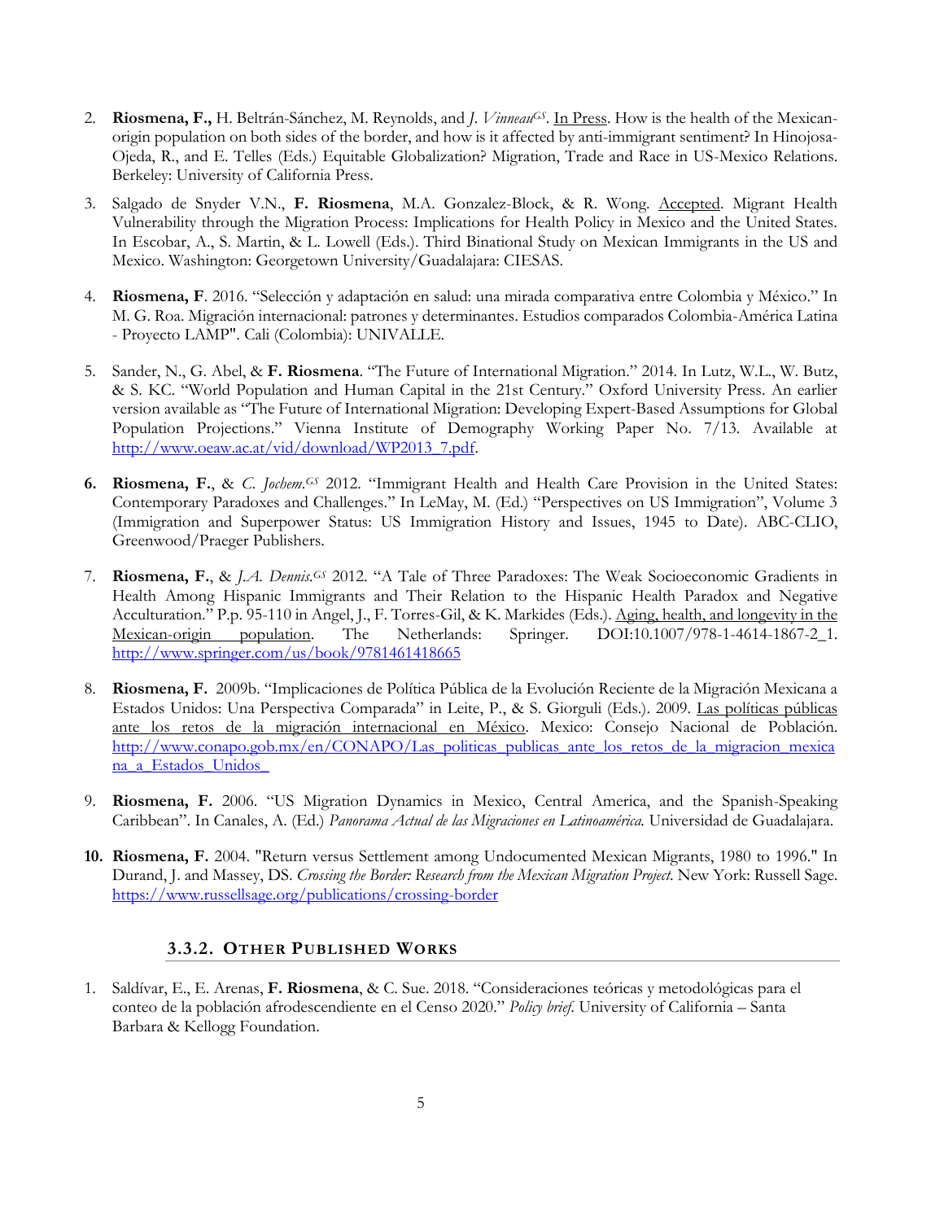2. **Riosmena, F.,** H. Beltrán-Sánchez, M. Reynolds, and *J. Vinneau*[GS]. In Press. How is the health of the Mexican-origin population on both sides of the border, and how is it affected by anti-immigrant sentiment? In Hinojosa-Ojeda, R., and E. Telles (Eds.) Equitable Globalization? Migration, Trade and Race in US-Mexico Relations. Berkeley: University of California Press.

3. Salgado de Snyder V.N., **F. Riosmena**, M.A. Gonzalez-Block, & R. Wong. Accepted. Migrant Health Vulnerability through the Migration Process: Implications for Health Policy in Mexico and the United States. In Escobar, A., S. Martin, & L. Lowell (Eds.). Third Binational Study on Mexican Immigrants in the US and Mexico. Washington: Georgetown University/Guadalajara: CIESAS.

4. **Riosmena, F**. 2016. "Selección y adaptación en salud: una mirada comparativa entre Colombia y México." In M. G. Roa. Migración internacional: patrones y determinantes. Estudios comparados Colombia-América Latina - Proyecto LAMP". Cali (Colombia): UNIVALLE.

5. Sander, N., G. Abel, & **F. Riosmena**. "The Future of International Migration." 2014. In Lutz, W.L., W. Butz, & S. KC. "World Population and Human Capital in the 21st Century." Oxford University Press. An earlier version available as "The Future of International Migration: Developing Expert-Based Assumptions for Global Population Projections." Vienna Institute of Demography Working Paper No. 7/13. Available at http://www.oeaw.ac.at/vid/download/WP2013_7.pdf.

6. **Riosmena, F.**, & *C. Jochem.*[GS] 2012. "Immigrant Health and Health Care Provision in the United States: Contemporary Paradoxes and Challenges." In LeMay, M. (Ed.) "Perspectives on US Immigration", Volume 3 (Immigration and Superpower Status: US Immigration History and Issues, 1945 to Date). ABC-CLIO, Greenwood/Praeger Publishers.

7. **Riosmena, F.**, & *J.A. Dennis.*[GS] 2012. "A Tale of Three Paradoxes: The Weak Socioeconomic Gradients in Health Among Hispanic Immigrants and Their Relation to the Hispanic Health Paradox and Negative Acculturation." P.p. 95-110 in Angel, J., F. Torres-Gil, & K. Markides (Eds.). Aging, health, and longevity in the Mexican-origin population. The Netherlands: Springer. DOI:10.1007/978-1-4614-1867-2_1. http://www.springer.com/us/book/9781461418665

8. **Riosmena, F.** 2009b. "Implicaciones de Política Pública de la Evolución Reciente de la Migración Mexicana a Estados Unidos: Una Perspectiva Comparada" in Leite, P., & S. Giorguli (Eds.). 2009. Las políticas públicas ante los retos de la migración internacional en México. Mexico: Consejo Nacional de Población. http://www.conapo.gob.mx/en/CONAPO/Las_politicas_publicas_ante_los_retos_de_la_migracion_mexicana_a_Estados_Unidos_

9. **Riosmena, F.** 2006. "US Migration Dynamics in Mexico, Central America, and the Spanish-Speaking Caribbean". In Canales, A. (Ed.) *Panorama Actual de las Migraciones en Latinoamérica.* Universidad de Guadalajara.

10. **Riosmena, F.** 2004. "Return versus Settlement among Undocumented Mexican Migrants, 1980 to 1996." In Durand, J. and Massey, DS. *Crossing the Border: Research from the Mexican Migration Project.* New York: Russell Sage. https://www.russellsage.org/publications/crossing-border

#### 3.3.2. Other Published Works

1. Saldívar, E., E. Arenas, **F. Riosmena**, & C. Sue. 2018. "Consideraciones teóricas y metodológicas para el conteo de la población afrodescendiente en el Censo 2020." *Policy brief.* University of California – Santa Barbara & Kellogg Foundation.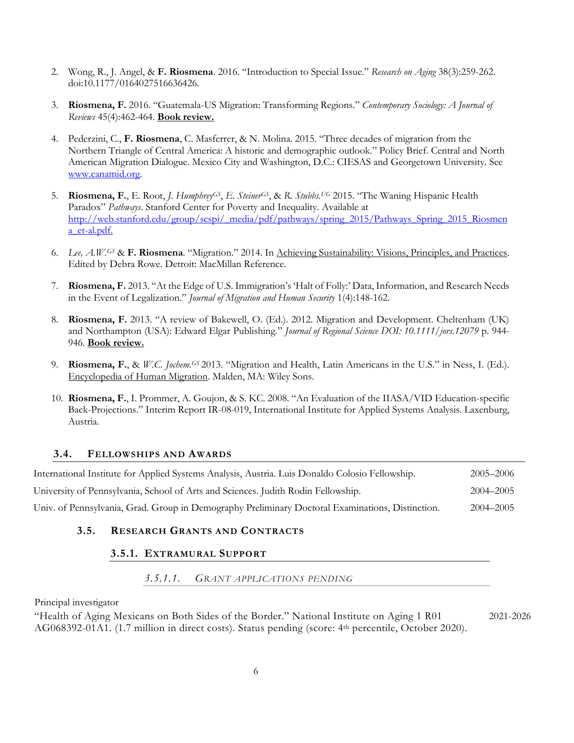2. Wong, R., J. Angel, & **F. Riosmena**. 2016. "Introduction to Special Issue." *Research on Aging* 38(3):259-262. doi:10.1177/0164027516636426.

3. **Riosmena, F.** 2016. "Guatemala-US Migration: Transforming Regions." *Contemporary Sociology: A Journal of Reviews* 45(4):462-464. **Book review.**

4. Pederzini, C., **F. Riosmena**, C. Masferrer, & N. Molina. 2015. "Three decades of migration from the Northern Triangle of Central America: A historic and demographic outlook." Policy Brief. Central and North American Migration Dialogue. Mexico City and Washington, D.C.: CIESAS and Georgetown University. See www.canamid.org.

5. **Riosmena, F.**, E. Root, *J. Humphrey*[GS], *E. Steiner*[GS], & *R. Stubbs*.[UG] 2015. "The Waning Hispanic Health Paradox" *Pathways*. Stanford Center for Poverty and Inequality. Available at http://web.stanford.edu/group/scspi/_media/pdf/pathways/spring_2015/Pathways_Spring_2015_Riosmena_et-al.pdf.

6. *Lee, A.W.*[GS] & **F. Riosmena**. "Migration." 2014. In Achieving Sustainability: Visions, Principles, and Practices. Edited by Debra Rowe. Detroit: MacMillan Reference.

7. **Riosmena, F.** 2013. "At the Edge of U.S. Immigration's 'Halt of Folly:' Data, Information, and Research Needs in the Event of Legalization." *Journal of Migration and Human Security* 1(4):148-162.

8. **Riosmena, F.** 2013. "A review of Bakewell, O. (Ed.). 2012. Migration and Development. Cheltenham (UK) and Northampton (USA): Edward Elgar Publishing." *Journal of Regional Science DOI: 10.1111/jors.12079* p. 944-946. **Book review.**

9. **Riosmena, F.**, & *W.C. Jochem.*[GS] 2013. "Migration and Health, Latin Americans in the U.S." in Ness, I. (Ed.). Encyclopedia of Human Migration. Malden, MA: Wiley Sons.

10. **Riosmena, F.**, I. Prommer, A. Goujon, & S. KC. 2008. "An Evaluation of the IIASA/VID Education-specific Back-Projections." Interim Report IR-08-019, International Institute for Applied Systems Analysis. Laxenburg, Austria.

## 3.4. Fellowships and Awards

| | |
|---|---|
| International Institute for Applied Systems Analysis, Austria. Luis Donaldo Colosio Fellowship. | 2005–2006 |
| University of Pennsylvania, School of Arts and Sciences. Judith Rodin Fellowship. | 2004–2005 |
| Univ. of Pennsylvania, Grad. Group in Demography Preliminary Doctoral Examinations, Distinction. | 2004–2005 |

## 3.5. Research Grants and Contracts

### 3.5.1. Extramural Support

#### *3.5.1.1. Grant applications pending*

Principal investigator

"Health of Aging Mexicans on Both Sides of the Border." National Institute on Aging 1 R01 AG068392-01A1. (1.7 million in direct costs). Status pending (score: 4th percentile, October 2020). 2021-2026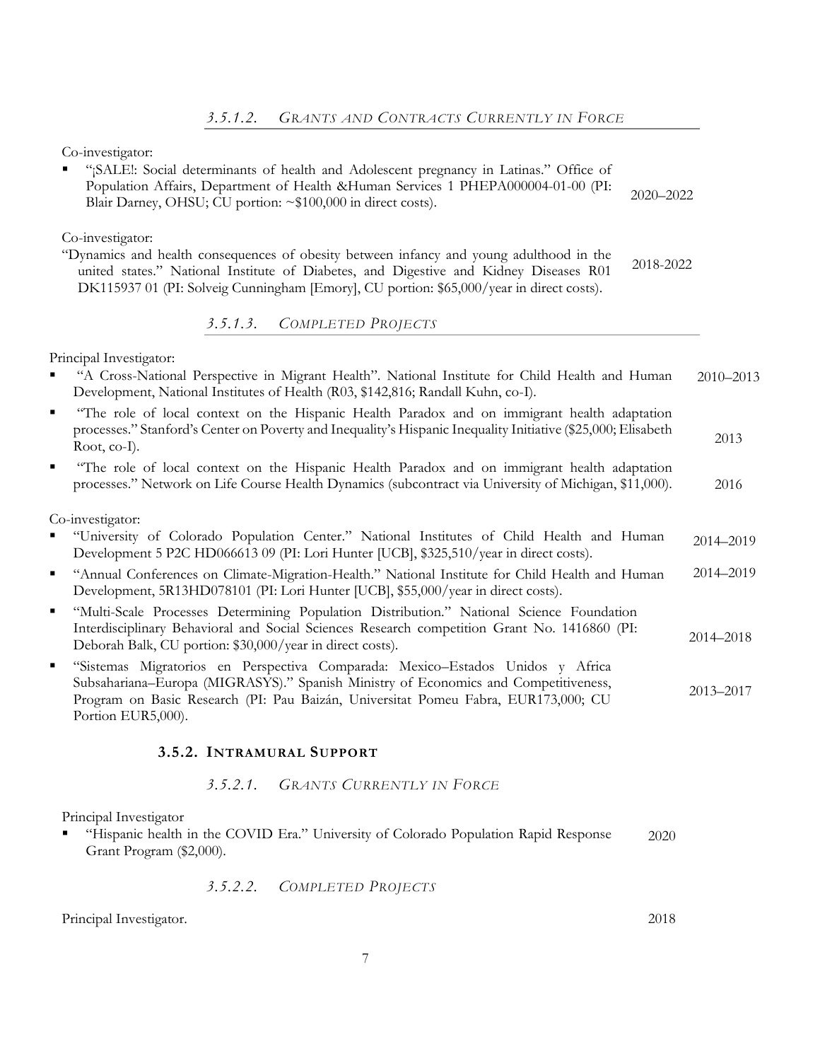#### 3.5.1.2. *Grants and Contracts Currently in Force*

Co-investigator:

- "¡SALE!: Social determinants of health and Adolescent pregnancy in Latinas." Office of Population Affairs, Department of Health &Human Services 1 PHEPA000004-01-00 (PI: Blair Darney, OHSU; CU portion: ~$100,000 in direct costs). 2020–2022

Co-investigator:

"Dynamics and health consequences of obesity between infancy and young adulthood in the united states." National Institute of Diabetes, and Digestive and Kidney Diseases R01 DK115937 01 (PI: Solveig Cunningham [Emory], CU portion: $65,000/year in direct costs). 2018-2022

#### 3.5.1.3. *Completed Projects*

Principal Investigator:

- "A Cross-National Perspective in Migrant Health". National Institute for Child Health and Human Development, National Institutes of Health (R03, $142,816; Randall Kuhn, co-I). 2010–2013
- "The role of local context on the Hispanic Health Paradox and on immigrant health adaptation processes." Stanford's Center on Poverty and Inequality's Hispanic Inequality Initiative ($25,000; Elisabeth Root, co-I). 2013
- "The role of local context on the Hispanic Health Paradox and on immigrant health adaptation processes." Network on Life Course Health Dynamics (subcontract via University of Michigan, $11,000). 2016

Co-investigator:

- "University of Colorado Population Center." National Institutes of Child Health and Human Development 5 P2C HD066613 09 (PI: Lori Hunter [UCB], $325,510/year in direct costs). 2014–2019
- "Annual Conferences on Climate-Migration-Health." National Institute for Child Health and Human Development, 5R13HD078101 (PI: Lori Hunter [UCB], $55,000/year in direct costs). 2014–2019
- "Multi-Scale Processes Determining Population Distribution." National Science Foundation Interdisciplinary Behavioral and Social Sciences Research competition Grant No. 1416860 (PI: Deborah Balk, CU portion: $30,000/year in direct costs). 2014–2018
- "Sistemas Migratorios en Perspectiva Comparada: Mexico–Estados Unidos y Africa Subsahariana–Europa (MIGRASYS)." Spanish Ministry of Economics and Competitiveness, Program on Basic Research (PI: Pau Baizán, Universitat Pomeu Fabra, EUR173,000; CU Portion EUR5,000). 2013–2017

### 3.5.2. Intramural Support

#### 3.5.2.1. *Grants Currently in Force*

Principal Investigator

- "Hispanic health in the COVID Era." University of Colorado Population Rapid Response Grant Program ($2,000). 2020

#### 3.5.2.2. *Completed Projects*

Principal Investigator. 2018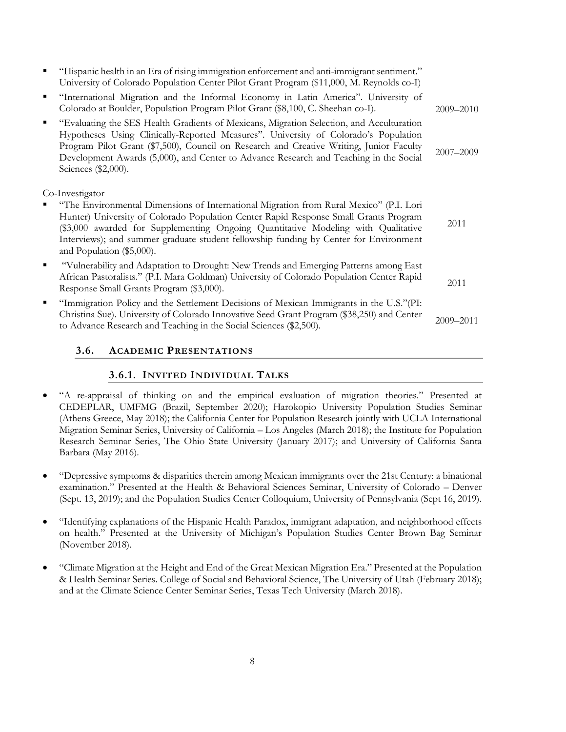- "Hispanic health in an Era of rising immigration enforcement and anti-immigrant sentiment." University of Colorado Population Center Pilot Grant Program ($11,000, M. Reynolds co-I)
- "International Migration and the Informal Economy in Latin America". University of Colorado at Boulder, Population Program Pilot Grant ($8,100, C. Sheehan co-I). 2009–2010
- "Evaluating the SES Health Gradients of Mexicans, Migration Selection, and Acculturation Hypotheses Using Clinically-Reported Measures". University of Colorado's Population Program Pilot Grant ($7,500), Council on Research and Creative Writing, Junior Faculty Development Awards (5,000), and Center to Advance Research and Teaching in the Social Sciences ($2,000). 2007–2009

Co-Investigator

- "The Environmental Dimensions of International Migration from Rural Mexico" (P.I. Lori Hunter) University of Colorado Population Center Rapid Response Small Grants Program ($3,000 awarded for Supplementing Ongoing Quantitative Modeling with Qualitative Interviews); and summer graduate student fellowship funding by Center for Environment and Population ($5,000). 2011
- "Vulnerability and Adaptation to Drought: New Trends and Emerging Patterns among East African Pastoralists." (P.I. Mara Goldman) University of Colorado Population Center Rapid Response Small Grants Program ($3,000). 2011
- "Immigration Policy and the Settlement Decisions of Mexican Immigrants in the U.S."(PI: Christina Sue). University of Colorado Innovative Seed Grant Program ($38,250) and Center to Advance Research and Teaching in the Social Sciences ($2,500). 2009–2011

## 3.6. Academic Presentations

### 3.6.1. Invited Individual Talks

- "A re-appraisal of thinking on and the empirical evaluation of migration theories." Presented at CEDEPLAR, UMFMG (Brazil, September 2020); Harokopio University Population Studies Seminar (Athens Greece, May 2018); the California Center for Population Research jointly with UCLA International Migration Seminar Series, University of California – Los Angeles (March 2018); the Institute for Population Research Seminar Series, The Ohio State University (January 2017); and University of California Santa Barbara (May 2016).

- "Depressive symptoms & disparities therein among Mexican immigrants over the 21st Century: a binational examination." Presented at the Health & Behavioral Sciences Seminar, University of Colorado – Denver (Sept. 13, 2019); and the Population Studies Center Colloquium, University of Pennsylvania (Sept 16, 2019).

- "Identifying explanations of the Hispanic Health Paradox, immigrant adaptation, and neighborhood effects on health." Presented at the University of Michigan's Population Studies Center Brown Bag Seminar (November 2018).

- "Climate Migration at the Height and End of the Great Mexican Migration Era." Presented at the Population & Health Seminar Series. College of Social and Behavioral Science, The University of Utah (February 2018); and at the Climate Science Center Seminar Series, Texas Tech University (March 2018).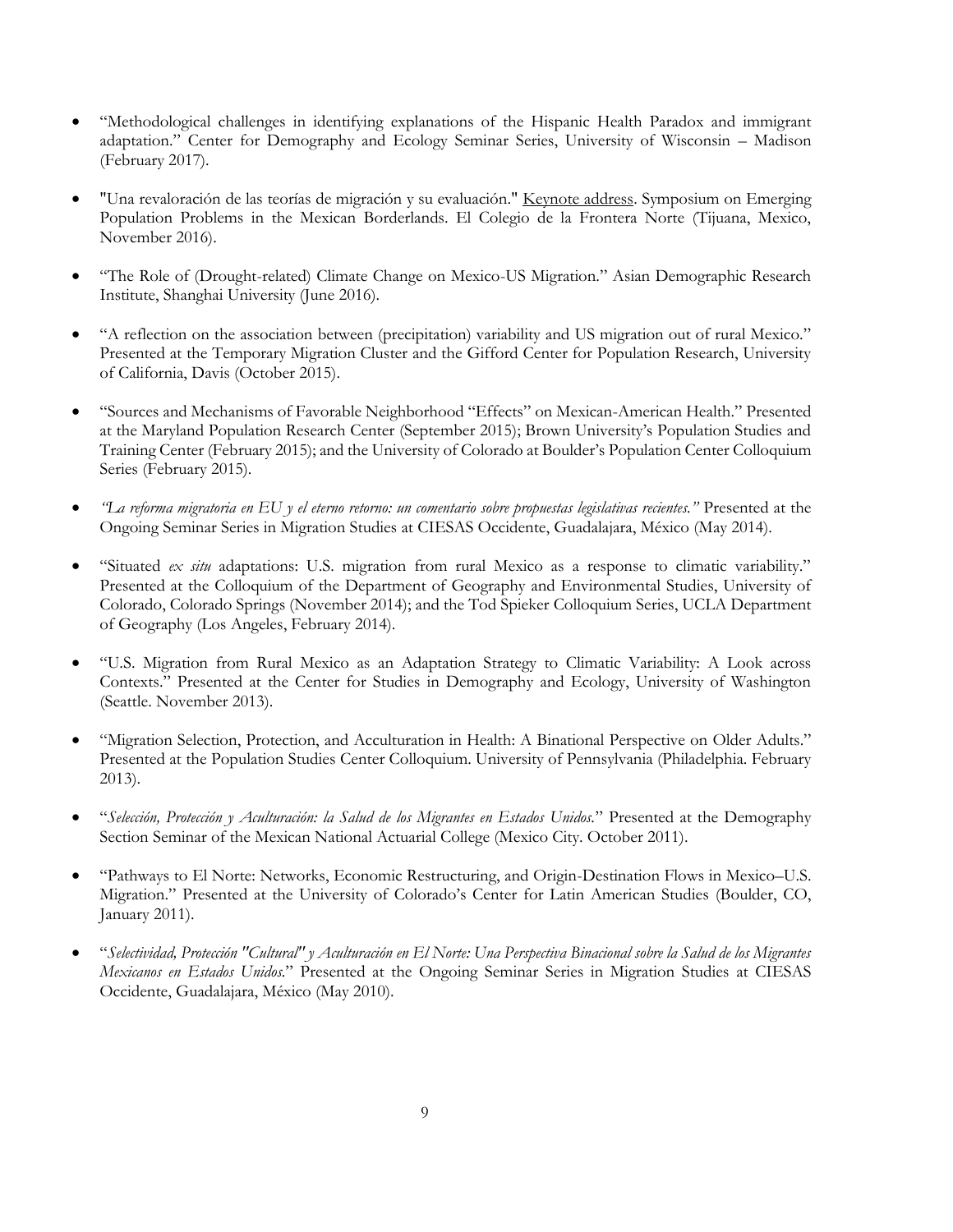- "Methodological challenges in identifying explanations of the Hispanic Health Paradox and immigrant adaptation." Center for Demography and Ecology Seminar Series, University of Wisconsin – Madison (February 2017).

- "Una revaloración de las teorías de migración y su evaluación." Keynote address. Symposium on Emerging Population Problems in the Mexican Borderlands. El Colegio de la Frontera Norte (Tijuana, Mexico, November 2016).

- "The Role of (Drought-related) Climate Change on Mexico-US Migration." Asian Demographic Research Institute, Shanghai University (June 2016).

- "A reflection on the association between (precipitation) variability and US migration out of rural Mexico." Presented at the Temporary Migration Cluster and the Gifford Center for Population Research, University of California, Davis (October 2015).

- "Sources and Mechanisms of Favorable Neighborhood "Effects" on Mexican-American Health." Presented at the Maryland Population Research Center (September 2015); Brown University's Population Studies and Training Center (February 2015); and the University of Colorado at Boulder's Population Center Colloquium Series (February 2015).

- *"La reforma migratoria en EU y el eterno retorno: un comentario sobre propuestas legislativas recientes."* Presented at the Ongoing Seminar Series in Migration Studies at CIESAS Occidente, Guadalajara, México (May 2014).

- "Situated *ex situ* adaptations: U.S. migration from rural Mexico as a response to climatic variability." Presented at the Colloquium of the Department of Geography and Environmental Studies, University of Colorado, Colorado Springs (November 2014); and the Tod Spieker Colloquium Series, UCLA Department of Geography (Los Angeles, February 2014).

- "U.S. Migration from Rural Mexico as an Adaptation Strategy to Climatic Variability: A Look across Contexts." Presented at the Center for Studies in Demography and Ecology, University of Washington (Seattle. November 2013).

- "Migration Selection, Protection, and Acculturation in Health: A Binational Perspective on Older Adults." Presented at the Population Studies Center Colloquium. University of Pennsylvania (Philadelphia. February 2013).

- "*Selección, Protección y Aculturación: la Salud de los Migrantes en Estados Unidos.*" Presented at the Demography Section Seminar of the Mexican National Actuarial College (Mexico City. October 2011).

- "Pathways to El Norte: Networks, Economic Restructuring, and Origin-Destination Flows in Mexico–U.S. Migration." Presented at the University of Colorado's Center for Latin American Studies (Boulder, CO, January 2011).

- "*Selectividad, Protección "Cultural" y Aculturación en El Norte: Una Perspectiva Binacional sobre la Salud de los Migrantes Mexicanos en Estados Unidos.*" Presented at the Ongoing Seminar Series in Migration Studies at CIESAS Occidente, Guadalajara, México (May 2010).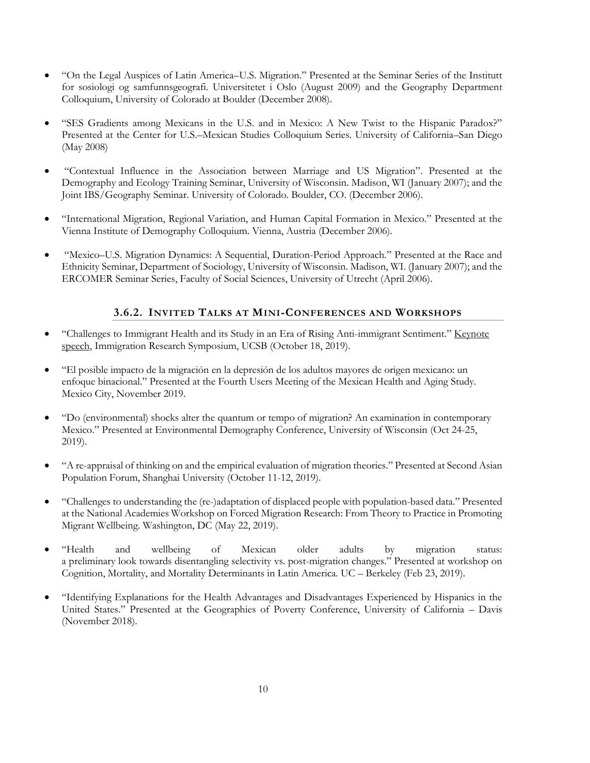- "On the Legal Auspices of Latin America–U.S. Migration." Presented at the Seminar Series of the Institutt for sosiologi og samfunnsgeografi. Universitetet i Oslo (August 2009) and the Geography Department Colloquium, University of Colorado at Boulder (December 2008).

- "SES Gradients among Mexicans in the U.S. and in Mexico: A New Twist to the Hispanic Paradox?" Presented at the Center for U.S.–Mexican Studies Colloquium Series. University of California–San Diego (May 2008)

- "Contextual Influence in the Association between Marriage and US Migration". Presented at the Demography and Ecology Training Seminar, University of Wisconsin. Madison, WI (January 2007); and the Joint IBS/Geography Seminar. University of Colorado. Boulder, CO. (December 2006).

- "International Migration, Regional Variation, and Human Capital Formation in Mexico." Presented at the Vienna Institute of Demography Colloquium. Vienna, Austria (December 2006).

- "Mexico–U.S. Migration Dynamics: A Sequential, Duration-Period Approach." Presented at the Race and Ethnicity Seminar, Department of Sociology, University of Wisconsin. Madison, WI. (January 2007); and the ERCOMER Seminar Series, Faculty of Social Sciences, University of Utrecht (April 2006).

### 3.6.2. Invited Talks at Mini-Conferences and Workshops

- "Challenges to Immigrant Health and its Study in an Era of Rising Anti-immigrant Sentiment." Keynote speech, Immigration Research Symposium, UCSB (October 18, 2019).

- "El posible impacto de la migración en la depresión de los adultos mayores de origen mexicano: un enfoque binacional." Presented at the Fourth Users Meeting of the Mexican Health and Aging Study. Mexico City, November 2019.

- "Do (environmental) shocks alter the quantum or tempo of migration? An examination in contemporary Mexico." Presented at Environmental Demography Conference, University of Wisconsin (Oct 24-25, 2019).

- "A re-appraisal of thinking on and the empirical evaluation of migration theories." Presented at Second Asian Population Forum, Shanghai University (October 11-12, 2019).

- "Challenges to understanding the (re-)adaptation of displaced people with population-based data." Presented at the National Academies Workshop on Forced Migration Research: From Theory to Practice in Promoting Migrant Wellbeing. Washington, DC (May 22, 2019).

- "Health and wellbeing of Mexican older adults by migration status: a preliminary look towards disentangling selectivity vs. post-migration changes." Presented at workshop on Cognition, Mortality, and Mortality Determinants in Latin America. UC – Berkeley (Feb 23, 2019).

- "Identifying Explanations for the Health Advantages and Disadvantages Experienced by Hispanics in the United States." Presented at the Geographies of Poverty Conference, University of California – Davis (November 2018).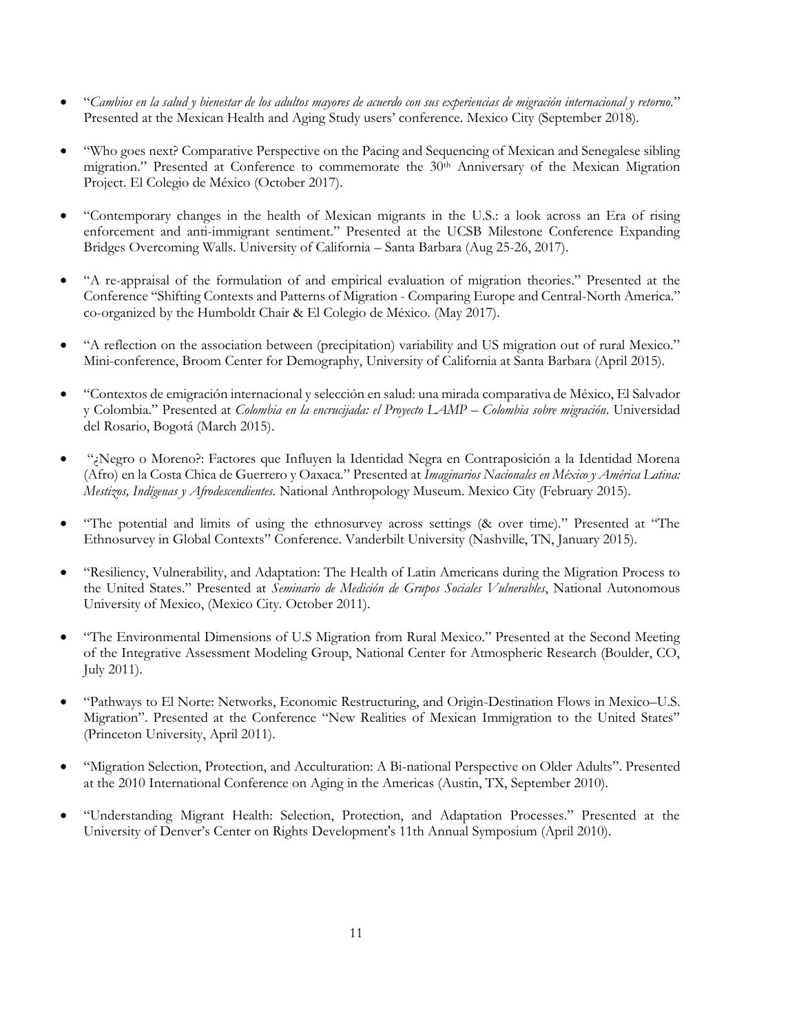- "*Cambios en la salud y bienestar de los adultos mayores de acuerdo con sus experiencias de migración internacional y retorno*." Presented at the Mexican Health and Aging Study users' conference. Mexico City (September 2018).

- "Who goes next? Comparative Perspective on the Pacing and Sequencing of Mexican and Senegalese sibling migration." Presented at Conference to commemorate the 30th Anniversary of the Mexican Migration Project. El Colegio de México (October 2017).

- "Contemporary changes in the health of Mexican migrants in the U.S.: a look across an Era of rising enforcement and anti-immigrant sentiment." Presented at the UCSB Milestone Conference Expanding Bridges Overcoming Walls. University of California – Santa Barbara (Aug 25-26, 2017).

- "A re-appraisal of the formulation of and empirical evaluation of migration theories." Presented at the Conference "Shifting Contexts and Patterns of Migration - Comparing Europe and Central-North America." co-organized by the Humboldt Chair & El Colegio de México. (May 2017).

- "A reflection on the association between (precipitation) variability and US migration out of rural Mexico." Mini-conference, Broom Center for Demography, University of California at Santa Barbara (April 2015).

- "Contextos de emigración internacional y selección en salud: una mirada comparativa de México, El Salvador y Colombia." Presented at *Colombia en la encrucijada: el Proyecto LAMP – Colombia sobre migración*. Universidad del Rosario, Bogotá (March 2015).

- "¿Negro o Moreno?: Factores que Influyen la Identidad Negra en Contraposición a la Identidad Morena (Afro) en la Costa Chica de Guerrero y Oaxaca." Presented at *Imaginarios Nacionales en México y América Latina: Mestizos, Indígenas y Afrodescendientes*. National Anthropology Museum. Mexico City (February 2015).

- "The potential and limits of using the ethnosurvey across settings (& over time)." Presented at "The Ethnosurvey in Global Contexts" Conference. Vanderbilt University (Nashville, TN, January 2015).

- "Resiliency, Vulnerability, and Adaptation: The Health of Latin Americans during the Migration Process to the United States." Presented at *Seminario de Medición de Grupos Sociales Vulnerables*, National Autonomous University of Mexico, (Mexico City. October 2011).

- "The Environmental Dimensions of U.S Migration from Rural Mexico." Presented at the Second Meeting of the Integrative Assessment Modeling Group, National Center for Atmospheric Research (Boulder, CO, July 2011).

- "Pathways to El Norte: Networks, Economic Restructuring, and Origin-Destination Flows in Mexico–U.S. Migration". Presented at the Conference "New Realities of Mexican Immigration to the United States" (Princeton University, April 2011).

- "Migration Selection, Protection, and Acculturation: A Bi-national Perspective on Older Adults". Presented at the 2010 International Conference on Aging in the Americas (Austin, TX, September 2010).

- "Understanding Migrant Health: Selection, Protection, and Adaptation Processes." Presented at the University of Denver's Center on Rights Development's 11th Annual Symposium (April 2010).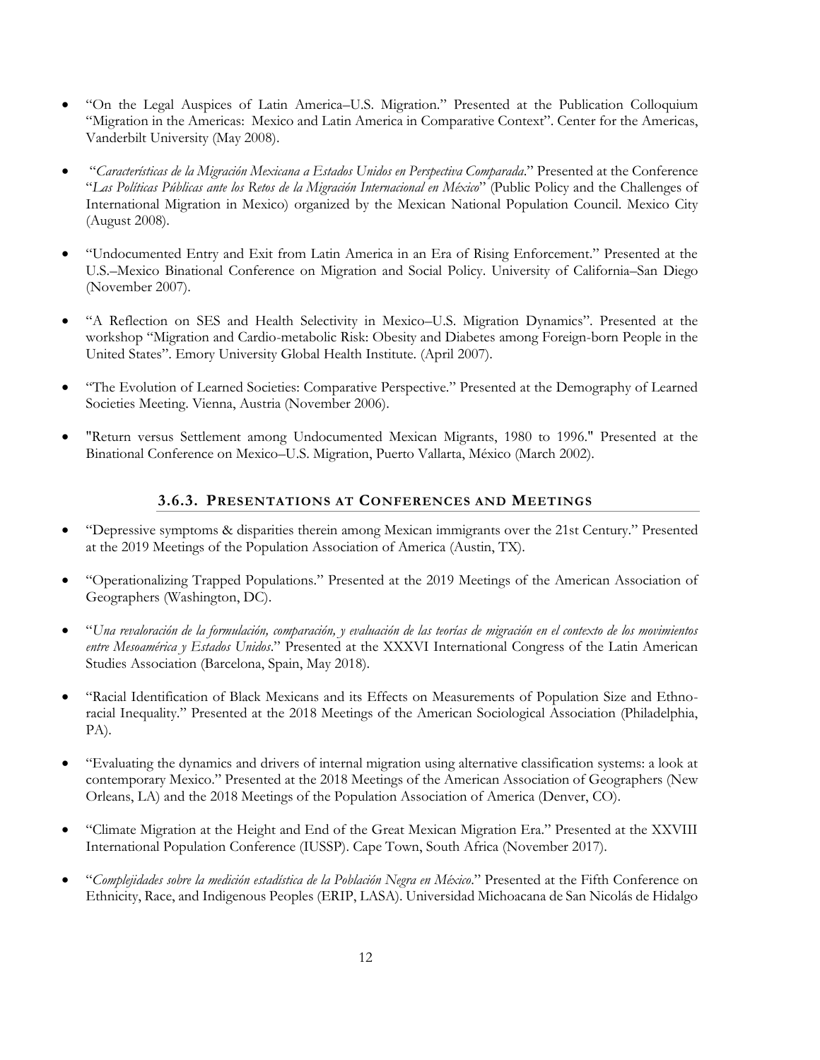- "On the Legal Auspices of Latin America–U.S. Migration." Presented at the Publication Colloquium "Migration in the Americas: Mexico and Latin America in Comparative Context". Center for the Americas, Vanderbilt University (May 2008).

- "*Características de la Migración Mexicana a Estados Unidos en Perspectiva Comparada*." Presented at the Conference "*Las Políticas Públicas ante los Retos de la Migración Internacional en México*" (Public Policy and the Challenges of International Migration in Mexico) organized by the Mexican National Population Council. Mexico City (August 2008).

- "Undocumented Entry and Exit from Latin America in an Era of Rising Enforcement." Presented at the U.S.–Mexico Binational Conference on Migration and Social Policy. University of California–San Diego (November 2007).

- "A Reflection on SES and Health Selectivity in Mexico–U.S. Migration Dynamics". Presented at the workshop "Migration and Cardio-metabolic Risk: Obesity and Diabetes among Foreign-born People in the United States". Emory University Global Health Institute. (April 2007).

- "The Evolution of Learned Societies: Comparative Perspective." Presented at the Demography of Learned Societies Meeting. Vienna, Austria (November 2006).

- "Return versus Settlement among Undocumented Mexican Migrants, 1980 to 1996." Presented at the Binational Conference on Mexico–U.S. Migration, Puerto Vallarta, México (March 2002).

### 3.6.3. Presentations at Conferences and Meetings

- "Depressive symptoms & disparities therein among Mexican immigrants over the 21st Century." Presented at the 2019 Meetings of the Population Association of America (Austin, TX).

- "Operationalizing Trapped Populations." Presented at the 2019 Meetings of the American Association of Geographers (Washington, DC).

- "*Una revaloración de la formulación, comparación, y evaluación de las teorías de migración en el contexto de los movimientos entre Mesoamérica y Estados Unidos*." Presented at the XXXVI International Congress of the Latin American Studies Association (Barcelona, Spain, May 2018).

- "Racial Identification of Black Mexicans and its Effects on Measurements of Population Size and Ethno-racial Inequality." Presented at the 2018 Meetings of the American Sociological Association (Philadelphia, PA).

- "Evaluating the dynamics and drivers of internal migration using alternative classification systems: a look at contemporary Mexico." Presented at the 2018 Meetings of the American Association of Geographers (New Orleans, LA) and the 2018 Meetings of the Population Association of America (Denver, CO).

- "Climate Migration at the Height and End of the Great Mexican Migration Era." Presented at the XXVIII International Population Conference (IUSSP). Cape Town, South Africa (November 2017).

- "*Complejidades sobre la medición estadística de la Población Negra en México*." Presented at the Fifth Conference on Ethnicity, Race, and Indigenous Peoples (ERIP, LASA). Universidad Michoacana de San Nicolás de Hidalgo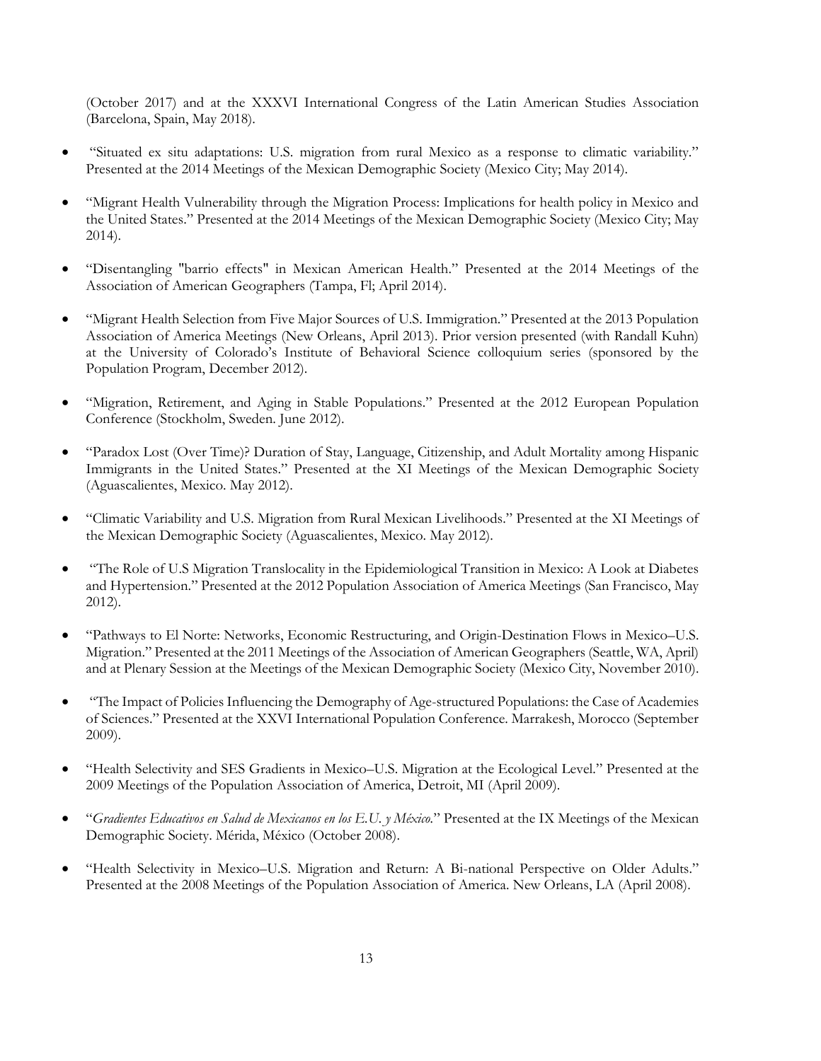(October 2017) and at the XXXVI International Congress of the Latin American Studies Association (Barcelona, Spain, May 2018).

- "Situated ex situ adaptations: U.S. migration from rural Mexico as a response to climatic variability." Presented at the 2014 Meetings of the Mexican Demographic Society (Mexico City; May 2014).
- "Migrant Health Vulnerability through the Migration Process: Implications for health policy in Mexico and the United States." Presented at the 2014 Meetings of the Mexican Demographic Society (Mexico City; May 2014).
- "Disentangling "barrio effects" in Mexican American Health." Presented at the 2014 Meetings of the Association of American Geographers (Tampa, Fl; April 2014).
- "Migrant Health Selection from Five Major Sources of U.S. Immigration." Presented at the 2013 Population Association of America Meetings (New Orleans, April 2013). Prior version presented (with Randall Kuhn) at the University of Colorado's Institute of Behavioral Science colloquium series (sponsored by the Population Program, December 2012).
- "Migration, Retirement, and Aging in Stable Populations." Presented at the 2012 European Population Conference (Stockholm, Sweden. June 2012).
- "Paradox Lost (Over Time)? Duration of Stay, Language, Citizenship, and Adult Mortality among Hispanic Immigrants in the United States." Presented at the XI Meetings of the Mexican Demographic Society (Aguascalientes, Mexico. May 2012).
- "Climatic Variability and U.S. Migration from Rural Mexican Livelihoods." Presented at the XI Meetings of the Mexican Demographic Society (Aguascalientes, Mexico. May 2012).
- "The Role of U.S Migration Translocality in the Epidemiological Transition in Mexico: A Look at Diabetes and Hypertension." Presented at the 2012 Population Association of America Meetings (San Francisco, May 2012).
- "Pathways to El Norte: Networks, Economic Restructuring, and Origin-Destination Flows in Mexico–U.S. Migration." Presented at the 2011 Meetings of the Association of American Geographers (Seattle, WA, April) and at Plenary Session at the Meetings of the Mexican Demographic Society (Mexico City, November 2010).
- "The Impact of Policies Influencing the Demography of Age-structured Populations: the Case of Academies of Sciences." Presented at the XXVI International Population Conference. Marrakesh, Morocco (September 2009).
- "Health Selectivity and SES Gradients in Mexico–U.S. Migration at the Ecological Level." Presented at the 2009 Meetings of the Population Association of America, Detroit, MI (April 2009).
- "*Gradientes Educativos en Salud de Mexicanos en los E.U. y México.*" Presented at the IX Meetings of the Mexican Demographic Society. Mérida, México (October 2008).
- "Health Selectivity in Mexico–U.S. Migration and Return: A Bi-national Perspective on Older Adults." Presented at the 2008 Meetings of the Population Association of America. New Orleans, LA (April 2008).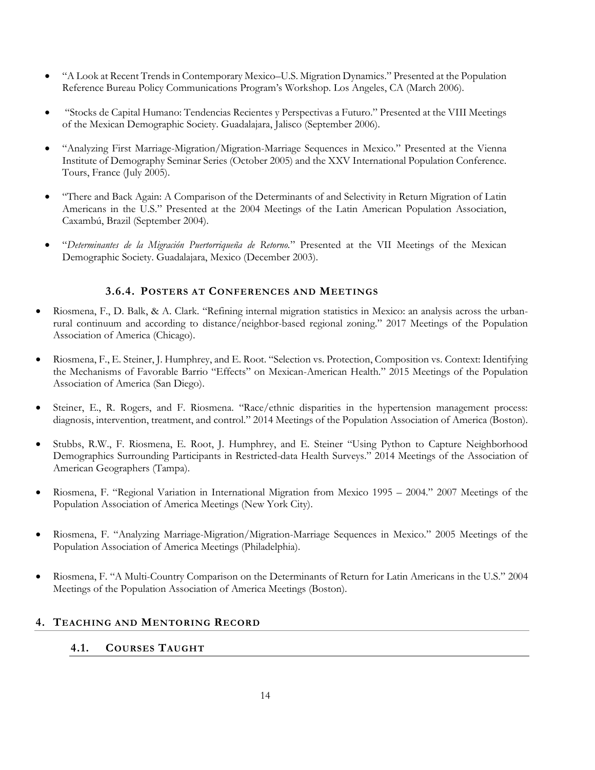- "A Look at Recent Trends in Contemporary Mexico–U.S. Migration Dynamics." Presented at the Population Reference Bureau Policy Communications Program's Workshop. Los Angeles, CA (March 2006).

- "Stocks de Capital Humano: Tendencias Recientes y Perspectivas a Futuro." Presented at the VIII Meetings of the Mexican Demographic Society. Guadalajara, Jalisco (September 2006).

- "Analyzing First Marriage-Migration/Migration-Marriage Sequences in Mexico." Presented at the Vienna Institute of Demography Seminar Series (October 2005) and the XXV International Population Conference. Tours, France (July 2005).

- "There and Back Again: A Comparison of the Determinants of and Selectivity in Return Migration of Latin Americans in the U.S." Presented at the 2004 Meetings of the Latin American Population Association, Caxambú, Brazil (September 2004).

- "*Determinantes de la Migración Puertorriqueña de Retorno*." Presented at the VII Meetings of the Mexican Demographic Society. Guadalajara, Mexico (December 2003).

#### 3.6.4. Posters at Conferences and Meetings

- Riosmena, F., D. Balk, & A. Clark. "Refining internal migration statistics in Mexico: an analysis across the urban-rural continuum and according to distance/neighbor-based regional zoning." 2017 Meetings of the Population Association of America (Chicago).

- Riosmena, F., E. Steiner, J. Humphrey, and E. Root. "Selection vs. Protection, Composition vs. Context: Identifying the Mechanisms of Favorable Barrio "Effects" on Mexican-American Health." 2015 Meetings of the Population Association of America (San Diego).

- Steiner, E., R. Rogers, and F. Riosmena. "Race/ethnic disparities in the hypertension management process: diagnosis, intervention, treatment, and control." 2014 Meetings of the Population Association of America (Boston).

- Stubbs, R.W., F. Riosmena, E. Root, J. Humphrey, and E. Steiner "Using Python to Capture Neighborhood Demographics Surrounding Participants in Restricted-data Health Surveys." 2014 Meetings of the Association of American Geographers (Tampa).

- Riosmena, F. "Regional Variation in International Migration from Mexico 1995 – 2004." 2007 Meetings of the Population Association of America Meetings (New York City).

- Riosmena, F. "Analyzing Marriage-Migration/Migration-Marriage Sequences in Mexico." 2005 Meetings of the Population Association of America Meetings (Philadelphia).

- Riosmena, F. "A Multi-Country Comparison on the Determinants of Return for Latin Americans in the U.S." 2004 Meetings of the Population Association of America Meetings (Boston).

## 4. Teaching and Mentoring Record

### 4.1. Courses Taught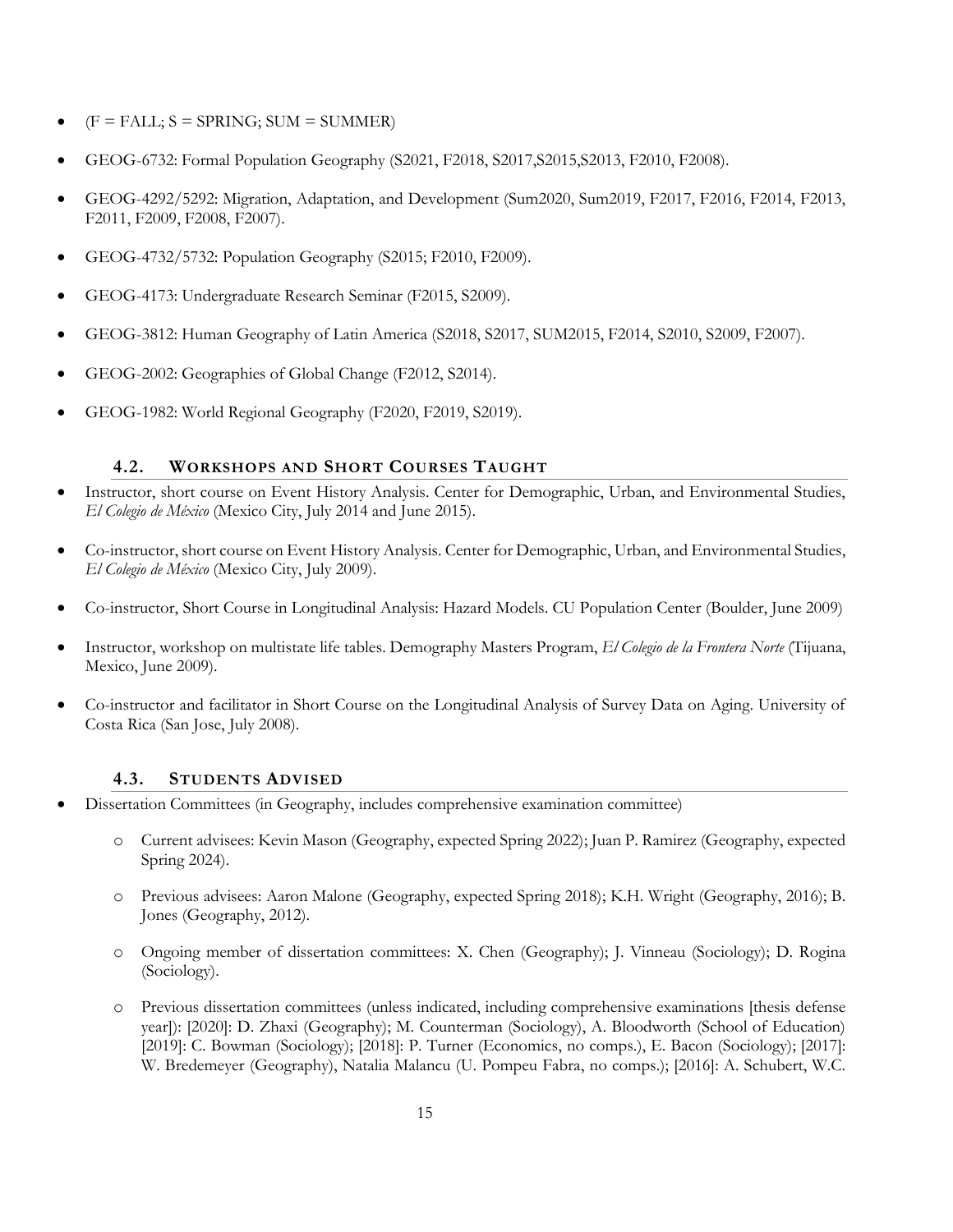- (F = FALL; S = SPRING; SUM = SUMMER)
- GEOG-6732: Formal Population Geography (S2021, F2018, S2017,S2015,S2013, F2010, F2008).
- GEOG-4292/5292: Migration, Adaptation, and Development (Sum2020, Sum2019, F2017, F2016, F2014, F2013, F2011, F2009, F2008, F2007).
- GEOG-4732/5732: Population Geography (S2015; F2010, F2009).
- GEOG-4173: Undergraduate Research Seminar (F2015, S2009).
- GEOG-3812: Human Geography of Latin America (S2018, S2017, SUM2015, F2014, S2010, S2009, F2007).
- GEOG-2002: Geographies of Global Change (F2012, S2014).
- GEOG-1982: World Regional Geography (F2020, F2019, S2019).

### 4.2. Workshops and Short Courses Taught

- Instructor, short course on Event History Analysis. Center for Demographic, Urban, and Environmental Studies, *El Colegio de México* (Mexico City, July 2014 and June 2015).
- Co-instructor, short course on Event History Analysis. Center for Demographic, Urban, and Environmental Studies, *El Colegio de México* (Mexico City, July 2009).
- Co-instructor, Short Course in Longitudinal Analysis: Hazard Models. CU Population Center (Boulder, June 2009)
- Instructor, workshop on multistate life tables. Demography Masters Program, *El Colegio de la Frontera Norte* (Tijuana, Mexico, June 2009).
- Co-instructor and facilitator in Short Course on the Longitudinal Analysis of Survey Data on Aging. University of Costa Rica (San Jose, July 2008).

### 4.3. Students Advised

- Dissertation Committees (in Geography, includes comprehensive examination committee)
  - Current advisees: Kevin Mason (Geography, expected Spring 2022); Juan P. Ramirez (Geography, expected Spring 2024).
  - Previous advisees: Aaron Malone (Geography, expected Spring 2018); K.H. Wright (Geography, 2016); B. Jones (Geography, 2012).
  - Ongoing member of dissertation committees: X. Chen (Geography); J. Vinneau (Sociology); D. Rogina (Sociology).
  - Previous dissertation committees (unless indicated, including comprehensive examinations [thesis defense year]): [2020]: D. Zhaxi (Geography); M. Counterman (Sociology), A. Bloodworth (School of Education) [2019]: C. Bowman (Sociology); [2018]: P. Turner (Economics, no comps.), E. Bacon (Sociology); [2017]: W. Bredemeyer (Geography), Natalia Malancu (U. Pompeu Fabra, no comps.); [2016]: A. Schubert, W.C.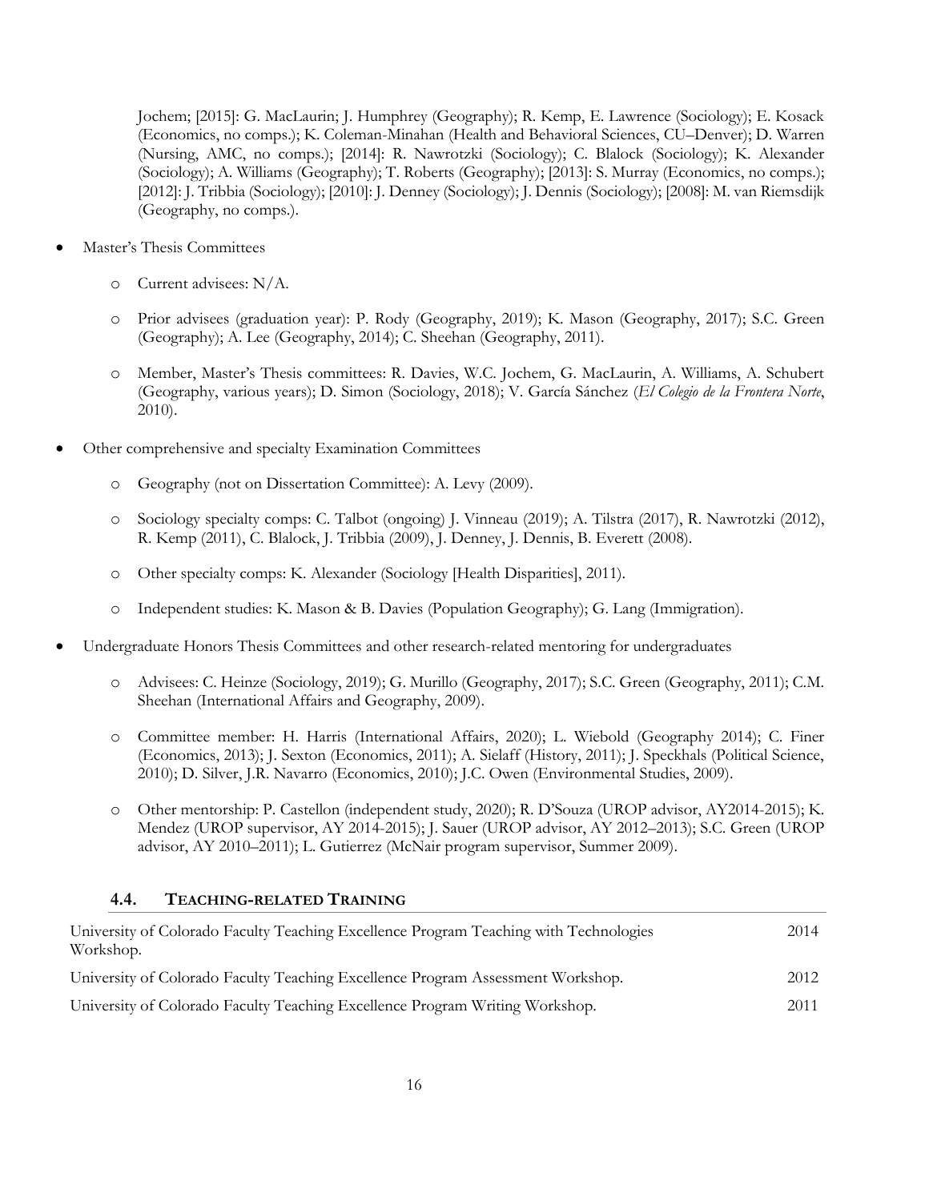Jochem; [2015]: G. MacLaurin; J. Humphrey (Geography); R. Kemp, E. Lawrence (Sociology); E. Kosack (Economics, no comps.); K. Coleman-Minahan (Health and Behavioral Sciences, CU–Denver); D. Warren (Nursing, AMC, no comps.); [2014]: R. Nawrotzki (Sociology); C. Blalock (Sociology); K. Alexander (Sociology); A. Williams (Geography); T. Roberts (Geography); [2013]: S. Murray (Economics, no comps.); [2012]: J. Tribbia (Sociology); [2010]: J. Denney (Sociology); J. Dennis (Sociology); [2008]: M. van Riemsdijk (Geography, no comps.).

- Master's Thesis Committees
  - Current advisees: N/A.
  - Prior advisees (graduation year): P. Rody (Geography, 2019); K. Mason (Geography, 2017); S.C. Green (Geography); A. Lee (Geography, 2014); C. Sheehan (Geography, 2011).
  - Member, Master's Thesis committees: R. Davies, W.C. Jochem, G. MacLaurin, A. Williams, A. Schubert (Geography, various years); D. Simon (Sociology, 2018); V. García Sánchez (*El Colegio de la Frontera Norte*, 2010).
- Other comprehensive and specialty Examination Committees
  - Geography (not on Dissertation Committee): A. Levy (2009).
  - Sociology specialty comps: C. Talbot (ongoing) J. Vinneau (2019); A. Tilstra (2017), R. Nawrotzki (2012), R. Kemp (2011), C. Blalock, J. Tribbia (2009), J. Denney, J. Dennis, B. Everett (2008).
  - Other specialty comps: K. Alexander (Sociology [Health Disparities], 2011).
  - Independent studies: K. Mason & B. Davies (Population Geography); G. Lang (Immigration).
- Undergraduate Honors Thesis Committees and other research-related mentoring for undergraduates
  - Advisees: C. Heinze (Sociology, 2019); G. Murillo (Geography, 2017); S.C. Green (Geography, 2011); C.M. Sheehan (International Affairs and Geography, 2009).
  - Committee member: H. Harris (International Affairs, 2020); L. Wiebold (Geography 2014); C. Finer (Economics, 2013); J. Sexton (Economics, 2011); A. Sielaff (History, 2011); J. Speckhals (Political Science, 2010); D. Silver, J.R. Navarro (Economics, 2010); J.C. Owen (Environmental Studies, 2009).
  - Other mentorship: P. Castellon (independent study, 2020); R. D'Souza (UROP advisor, AY2014-2015); K. Mendez (UROP supervisor, AY 2014-2015); J. Sauer (UROP advisor, AY 2012–2013); S.C. Green (UROP advisor, AY 2010–2011); L. Gutierrez (McNair program supervisor, Summer 2009).

### 4.4. TEACHING-RELATED TRAINING

| | |
|---|---|
| University of Colorado Faculty Teaching Excellence Program Teaching with Technologies Workshop. | 2014 |
| University of Colorado Faculty Teaching Excellence Program Assessment Workshop. | 2012 |
| University of Colorado Faculty Teaching Excellence Program Writing Workshop. | 2011 |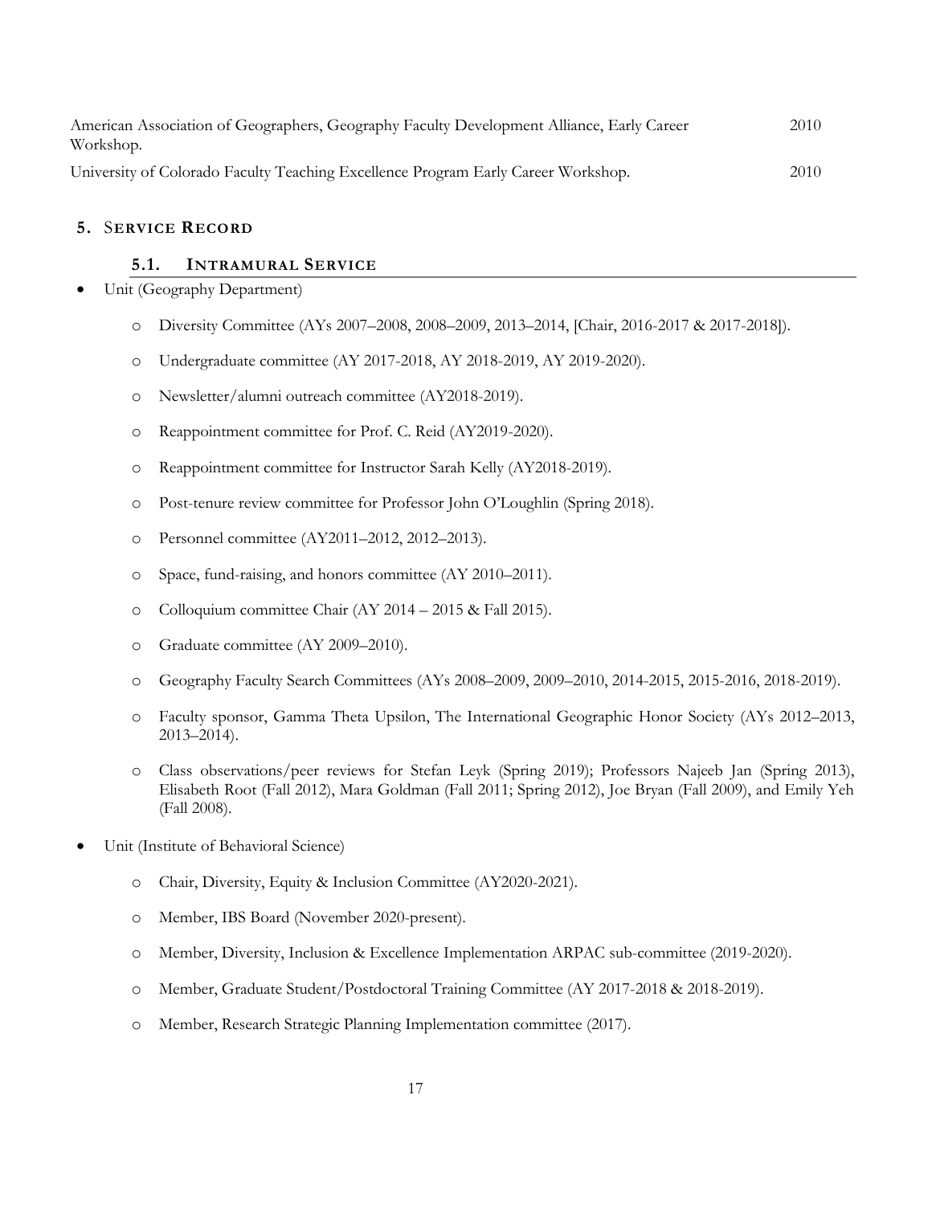American Association of Geographers, Geography Faculty Development Alliance, Early Career Workshop. 2010

University of Colorado Faculty Teaching Excellence Program Early Career Workshop. 2010

## 5. Service Record

### 5.1. Intramural Service

- Unit (Geography Department)
  - Diversity Committee (AYs 2007–2008, 2008–2009, 2013–2014, [Chair, 2016-2017 & 2017-2018]).
  - Undergraduate committee (AY 2017-2018, AY 2018-2019, AY 2019-2020).
  - Newsletter/alumni outreach committee (AY2018-2019).
  - Reappointment committee for Prof. C. Reid (AY2019-2020).
  - Reappointment committee for Instructor Sarah Kelly (AY2018-2019).
  - Post-tenure review committee for Professor John O'Loughlin (Spring 2018).
  - Personnel committee (AY2011–2012, 2012–2013).
  - Space, fund-raising, and honors committee (AY 2010–2011).
  - Colloquium committee Chair (AY 2014 – 2015 & Fall 2015).
  - Graduate committee (AY 2009–2010).
  - Geography Faculty Search Committees (AYs 2008–2009, 2009–2010, 2014-2015, 2015-2016, 2018-2019).
  - Faculty sponsor, Gamma Theta Upsilon, The International Geographic Honor Society (AYs 2012–2013, 2013–2014).
  - Class observations/peer reviews for Stefan Leyk (Spring 2019); Professors Najeeb Jan (Spring 2013), Elisabeth Root (Fall 2012), Mara Goldman (Fall 2011; Spring 2012), Joe Bryan (Fall 2009), and Emily Yeh (Fall 2008).
- Unit (Institute of Behavioral Science)
  - Chair, Diversity, Equity & Inclusion Committee (AY2020-2021).
  - Member, IBS Board (November 2020-present).
  - Member, Diversity, Inclusion & Excellence Implementation ARPAC sub-committee (2019-2020).
  - Member, Graduate Student/Postdoctoral Training Committee (AY 2017-2018 & 2018-2019).
  - Member, Research Strategic Planning Implementation committee (2017).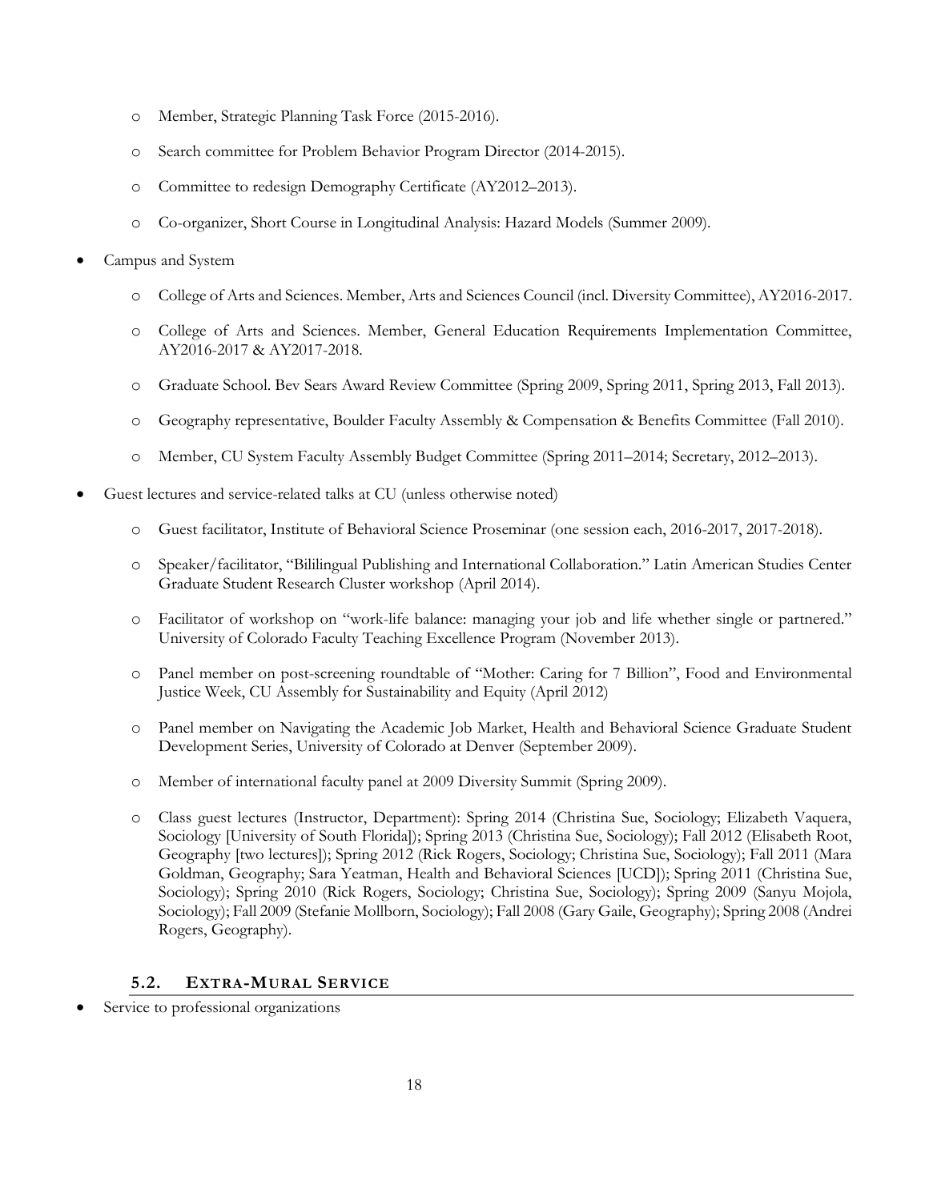- Member, Strategic Planning Task Force (2015-2016).
  - Search committee for Problem Behavior Program Director (2014-2015).
  - Committee to redesign Demography Certificate (AY2012–2013).
  - Co-organizer, Short Course in Longitudinal Analysis: Hazard Models (Summer 2009).

- Campus and System
  - College of Arts and Sciences. Member, Arts and Sciences Council (incl. Diversity Committee), AY2016-2017.
  - College of Arts and Sciences. Member, General Education Requirements Implementation Committee, AY2016-2017 & AY2017-2018.
  - Graduate School. Bev Sears Award Review Committee (Spring 2009, Spring 2011, Spring 2013, Fall 2013).
  - Geography representative, Boulder Faculty Assembly & Compensation & Benefits Committee (Fall 2010).
  - Member, CU System Faculty Assembly Budget Committee (Spring 2011–2014; Secretary, 2012–2013).

- Guest lectures and service-related talks at CU (unless otherwise noted)
  - Guest facilitator, Institute of Behavioral Science Proseminar (one session each, 2016-2017, 2017-2018).
  - Speaker/facilitator, "Bililingual Publishing and International Collaboration." Latin American Studies Center Graduate Student Research Cluster workshop (April 2014).
  - Facilitator of workshop on "work-life balance: managing your job and life whether single or partnered." University of Colorado Faculty Teaching Excellence Program (November 2013).
  - Panel member on post-screening roundtable of "Mother: Caring for 7 Billion", Food and Environmental Justice Week, CU Assembly for Sustainability and Equity (April 2012)
  - Panel member on Navigating the Academic Job Market, Health and Behavioral Science Graduate Student Development Series, University of Colorado at Denver (September 2009).
  - Member of international faculty panel at 2009 Diversity Summit (Spring 2009).
  - Class guest lectures (Instructor, Department): Spring 2014 (Christina Sue, Sociology; Elizabeth Vaquera, Sociology [University of South Florida]); Spring 2013 (Christina Sue, Sociology); Fall 2012 (Elisabeth Root, Geography [two lectures]); Spring 2012 (Rick Rogers, Sociology; Christina Sue, Sociology); Fall 2011 (Mara Goldman, Geography; Sara Yeatman, Health and Behavioral Sciences [UCD]); Spring 2011 (Christina Sue, Sociology); Spring 2010 (Rick Rogers, Sociology; Christina Sue, Sociology); Spring 2009 (Sanyu Mojola, Sociology); Fall 2009 (Stefanie Mollborn, Sociology); Fall 2008 (Gary Gaile, Geography); Spring 2008 (Andrei Rogers, Geography).

### 5.2. Extra-Mural Service

- Service to professional organizations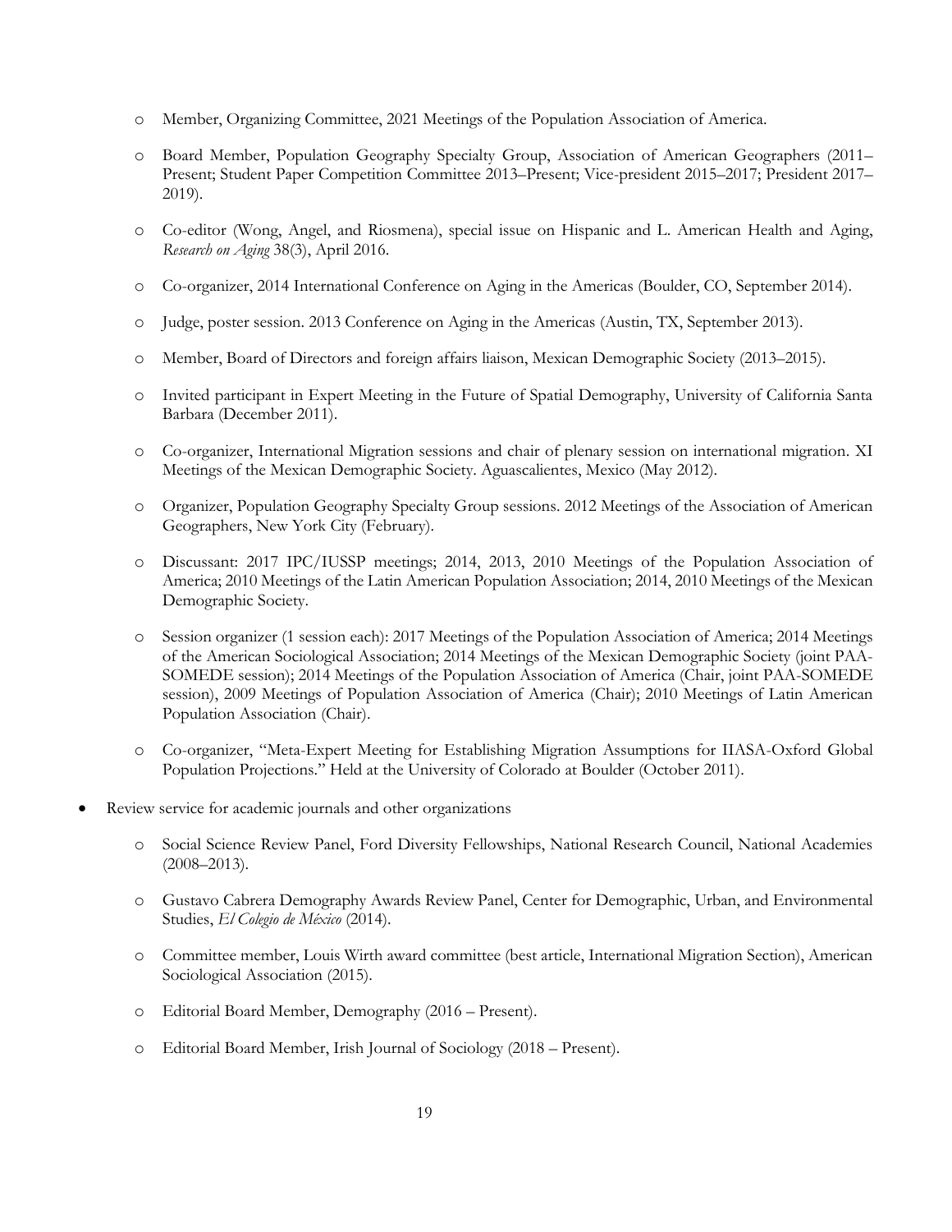- Member, Organizing Committee, 2021 Meetings of the Population Association of America.

  - Board Member, Population Geography Specialty Group, Association of American Geographers (2011–Present; Student Paper Competition Committee 2013–Present; Vice-president 2015–2017; President 2017–2019).

  - Co-editor (Wong, Angel, and Riosmena), special issue on Hispanic and L. American Health and Aging, *Research on Aging* 38(3), April 2016.

  - Co-organizer, 2014 International Conference on Aging in the Americas (Boulder, CO, September 2014).

  - Judge, poster session. 2013 Conference on Aging in the Americas (Austin, TX, September 2013).

  - Member, Board of Directors and foreign affairs liaison, Mexican Demographic Society (2013–2015).

  - Invited participant in Expert Meeting in the Future of Spatial Demography, University of California Santa Barbara (December 2011).

  - Co-organizer, International Migration sessions and chair of plenary session on international migration. XI Meetings of the Mexican Demographic Society. Aguascalientes, Mexico (May 2012).

  - Organizer, Population Geography Specialty Group sessions. 2012 Meetings of the Association of American Geographers, New York City (February).

  - Discussant: 2017 IPC/IUSSP meetings; 2014, 2013, 2010 Meetings of the Population Association of America; 2010 Meetings of the Latin American Population Association; 2014, 2010 Meetings of the Mexican Demographic Society.

  - Session organizer (1 session each): 2017 Meetings of the Population Association of America; 2014 Meetings of the American Sociological Association; 2014 Meetings of the Mexican Demographic Society (joint PAA-SOMEDE session); 2014 Meetings of the Population Association of America (Chair, joint PAA-SOMEDE session), 2009 Meetings of Population Association of America (Chair); 2010 Meetings of Latin American Population Association (Chair).

  - Co-organizer, "Meta-Expert Meeting for Establishing Migration Assumptions for IIASA-Oxford Global Population Projections." Held at the University of Colorado at Boulder (October 2011).

- Review service for academic journals and other organizations

  - Social Science Review Panel, Ford Diversity Fellowships, National Research Council, National Academies (2008–2013).

  - Gustavo Cabrera Demography Awards Review Panel, Center for Demographic, Urban, and Environmental Studies, *El Colegio de México* (2014).

  - Committee member, Louis Wirth award committee (best article, International Migration Section), American Sociological Association (2015).

  - Editorial Board Member, Demography (2016 – Present).

  - Editorial Board Member, Irish Journal of Sociology (2018 – Present).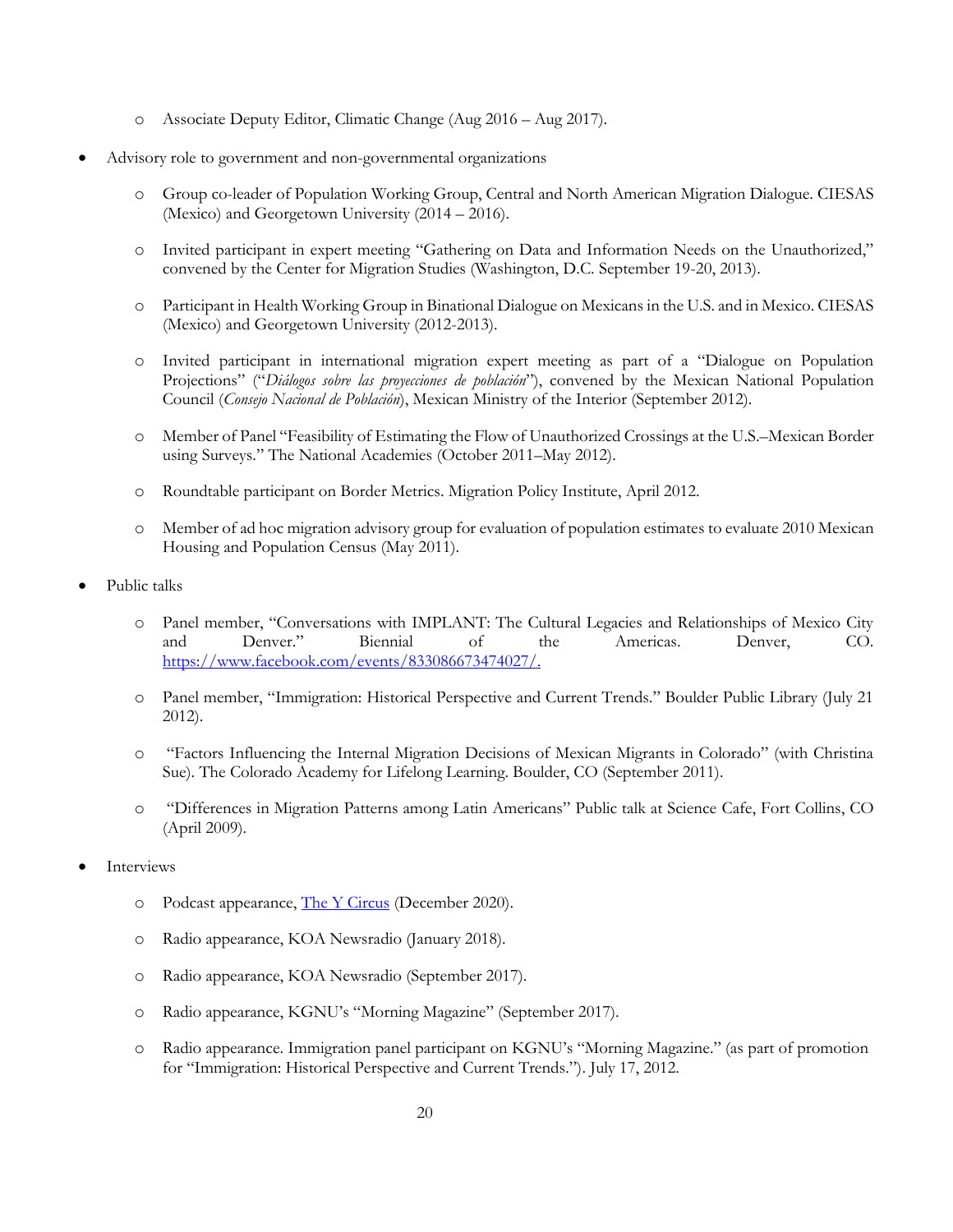- Associate Deputy Editor, Climatic Change (Aug 2016 – Aug 2017).

- Advisory role to government and non-governmental organizations

  - Group co-leader of Population Working Group, Central and North American Migration Dialogue. CIESAS (Mexico) and Georgetown University (2014 – 2016).

  - Invited participant in expert meeting "Gathering on Data and Information Needs on the Unauthorized," convened by the Center for Migration Studies (Washington, D.C. September 19-20, 2013).

  - Participant in Health Working Group in Binational Dialogue on Mexicans in the U.S. and in Mexico. CIESAS (Mexico) and Georgetown University (2012-2013).

  - Invited participant in international migration expert meeting as part of a "Dialogue on Population Projections" ("*Diálogos sobre las proyecciones de población*"), convened by the Mexican National Population Council (*Consejo Nacional de Población*), Mexican Ministry of the Interior (September 2012).

  - Member of Panel "Feasibility of Estimating the Flow of Unauthorized Crossings at the U.S.–Mexican Border using Surveys." The National Academies (October 2011–May 2012).

  - Roundtable participant on Border Metrics. Migration Policy Institute, April 2012.

  - Member of ad hoc migration advisory group for evaluation of population estimates to evaluate 2010 Mexican Housing and Population Census (May 2011).

- Public talks

  - Panel member, "Conversations with IMPLANT: The Cultural Legacies and Relationships of Mexico City and Denver." Biennial of the Americas. Denver, CO. https://www.facebook.com/events/833086673474027/.

  - Panel member, "Immigration: Historical Perspective and Current Trends." Boulder Public Library (July 21 2012).

  - "Factors Influencing the Internal Migration Decisions of Mexican Migrants in Colorado" (with Christina Sue). The Colorado Academy for Lifelong Learning. Boulder, CO (September 2011).

  - "Differences in Migration Patterns among Latin Americans" Public talk at Science Cafe, Fort Collins, CO (April 2009).

- Interviews

  - Podcast appearance, The Y Circus (December 2020).

  - Radio appearance, KOA Newsradio (January 2018).

  - Radio appearance, KOA Newsradio (September 2017).

  - Radio appearance, KGNU's "Morning Magazine" (September 2017).

  - Radio appearance. Immigration panel participant on KGNU's "Morning Magazine." (as part of promotion for "Immigration: Historical Perspective and Current Trends."). July 17, 2012.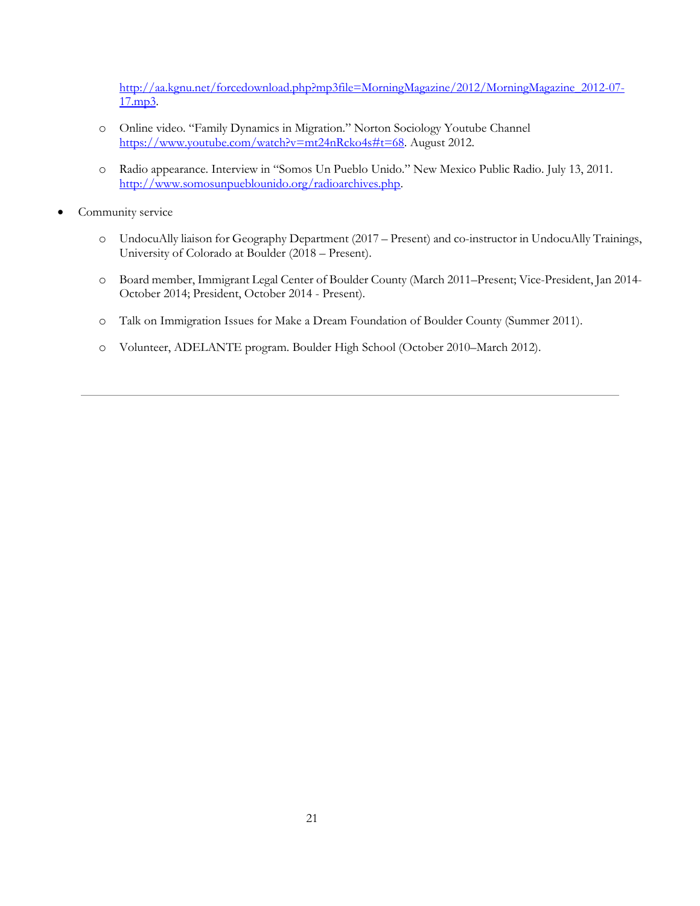[http://aa.kgnu.net/forcedownload.php?mp3file=MorningMagazine/2012/MorningMagazine_2012-07-17.mp3](http://aa.kgnu.net/forcedownload.php?mp3file=MorningMagazine/2012/MorningMagazine_2012-07-17.mp3).

  - Online video. "Family Dynamics in Migration." Norton Sociology Youtube Channel [https://www.youtube.com/watch?v=mt24nRcko4s#t=68](https://www.youtube.com/watch?v=mt24nRcko4s#t=68). August 2012.

  - Radio appearance. Interview in "Somos Un Pueblo Unido." New Mexico Public Radio. July 13, 2011. [http://www.somosunpueblounido.org/radioarchives.php](http://www.somosunpueblounido.org/radioarchives.php).

- Community service

  - UndocuAlly liaison for Geography Department (2017 – Present) and co-instructor in UndocuAlly Trainings, University of Colorado at Boulder (2018 – Present).

  - Board member, Immigrant Legal Center of Boulder County (March 2011–Present; Vice-President, Jan 2014-October 2014; President, October 2014 - Present).

  - Talk on Immigration Issues for Make a Dream Foundation of Boulder County (Summer 2011).

  - Volunteer, ADELANTE program. Boulder High School (October 2010–March 2012).

---